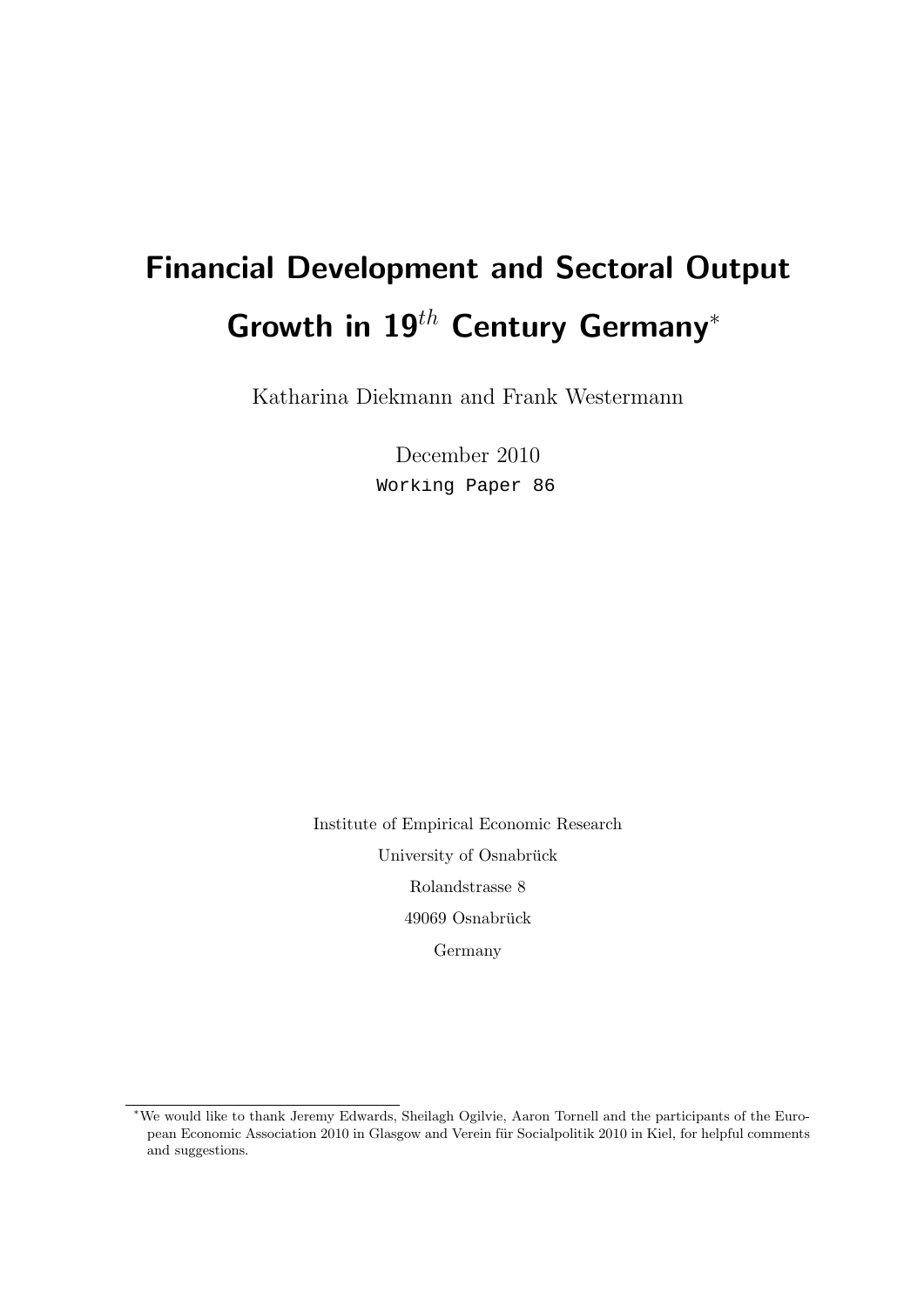# Financial Development and Sectoral Output Growth in 19$^{th}$ Century Germany*

Katharina Diekmann and Frank Westermann

December 2010

Working Paper 86

Institute of Empirical Economic Research

University of Osnabrück

Rolandstrasse 8

49069 Osnabrück

Germany

*We would like to thank Jeremy Edwards, Sheilagh Ogilvie, Aaron Tornell and the participants of the European Economic Association 2010 in Glasgow and Verein für Socialpolitik 2010 in Kiel, for helpful comments and suggestions.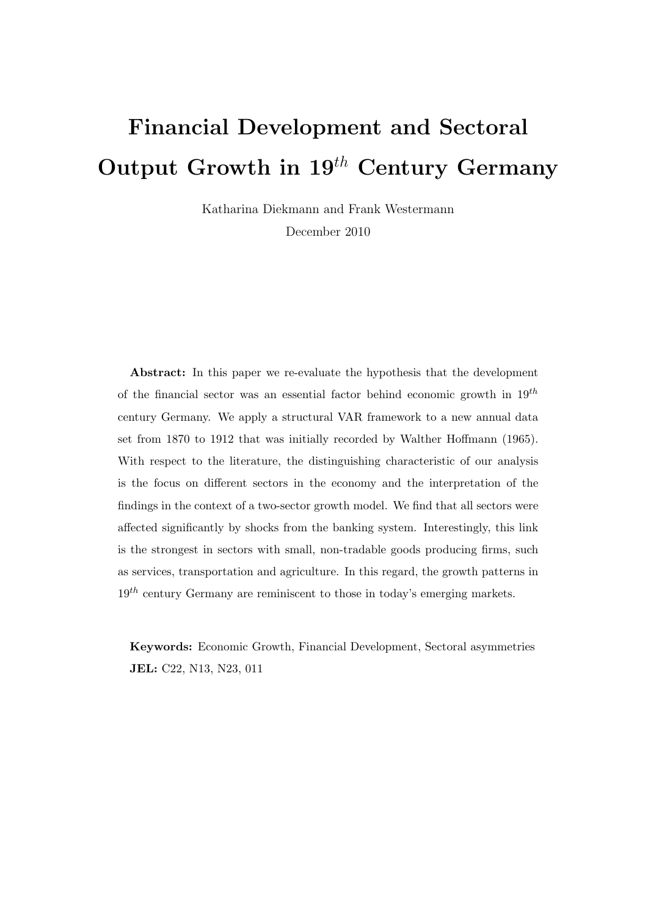# Financial Development and Sectoral Output Growth in 19$^{th}$ Century Germany

Katharina Diekmann and Frank Westermann

December 2010

**Abstract:** In this paper we re-evaluate the hypothesis that the development of the financial sector was an essential factor behind economic growth in 19$^{th}$ century Germany. We apply a structural VAR framework to a new annual data set from 1870 to 1912 that was initially recorded by Walther Hoffmann (1965). With respect to the literature, the distinguishing characteristic of our analysis is the focus on different sectors in the economy and the interpretation of the findings in the context of a two-sector growth model. We find that all sectors were affected significantly by shocks from the banking system. Interestingly, this link is the strongest in sectors with small, non-tradable goods producing firms, such as services, transportation and agriculture. In this regard, the growth patterns in 19$^{th}$ century Germany are reminiscent to those in today's emerging markets.

**Keywords:** Economic Growth, Financial Development, Sectoral asymmetries

**JEL:** C22, N13, N23, 011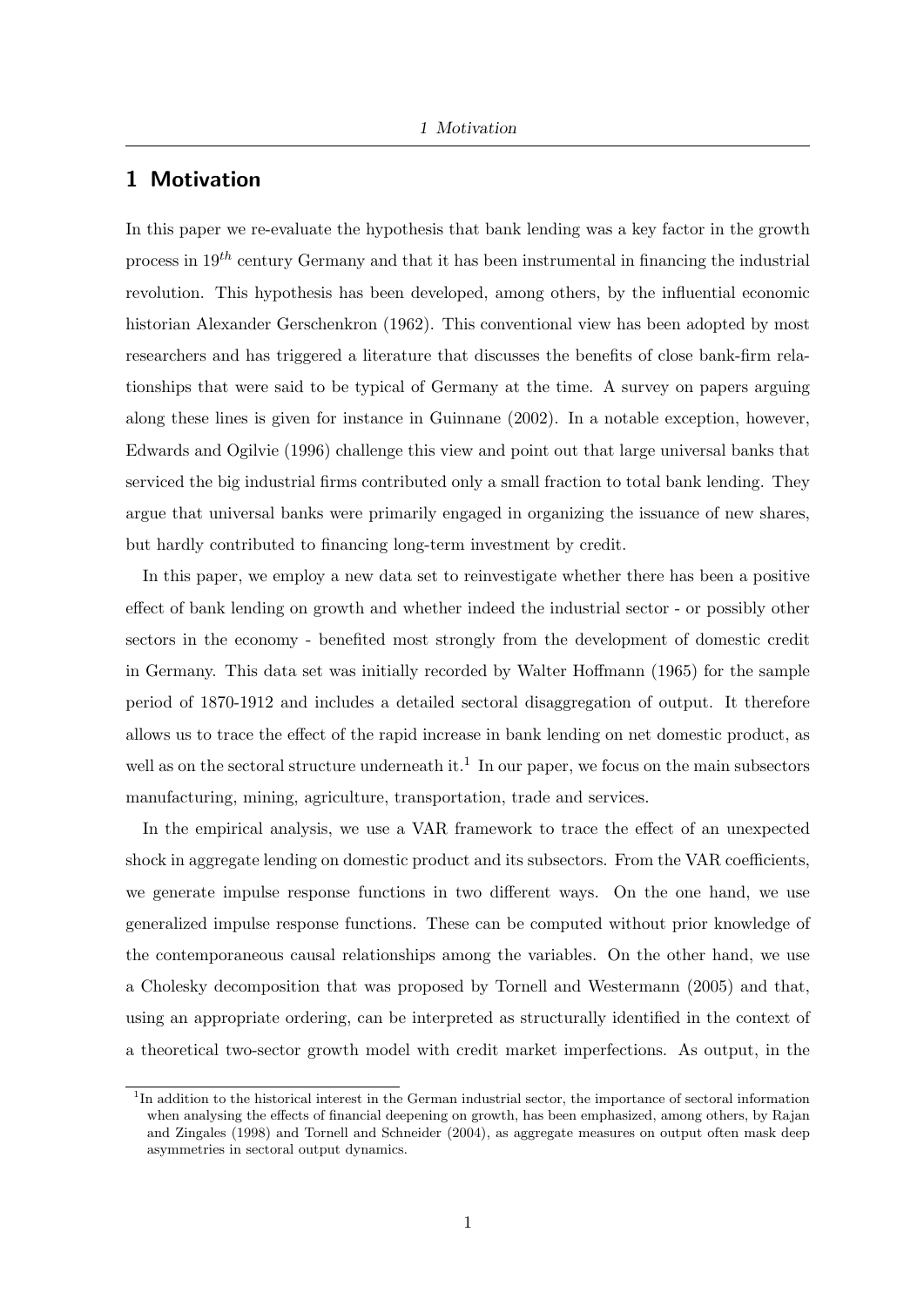## 1 Motivation

In this paper we re-evaluate the hypothesis that bank lending was a key factor in the growth process in $19^{th}$ century Germany and that it has been instrumental in financing the industrial revolution. This hypothesis has been developed, among others, by the influential economic historian Alexander Gerschenkron (1962). This conventional view has been adopted by most researchers and has triggered a literature that discusses the benefits of close bank-firm relationships that were said to be typical of Germany at the time. A survey on papers arguing along these lines is given for instance in Guinnane (2002). In a notable exception, however, Edwards and Ogilvie (1996) challenge this view and point out that large universal banks that serviced the big industrial firms contributed only a small fraction to total bank lending. They argue that universal banks were primarily engaged in organizing the issuance of new shares, but hardly contributed to financing long-term investment by credit.

In this paper, we employ a new data set to reinvestigate whether there has been a positive effect of bank lending on growth and whether indeed the industrial sector - or possibly other sectors in the economy - benefited most strongly from the development of domestic credit in Germany. This data set was initially recorded by Walter Hoffmann (1965) for the sample period of 1870-1912 and includes a detailed sectoral disaggregation of output. It therefore allows us to trace the effect of the rapid increase in bank lending on net domestic product, as well as on the sectoral structure underneath it.[1] In our paper, we focus on the main subsectors manufacturing, mining, agriculture, transportation, trade and services.

In the empirical analysis, we use a VAR framework to trace the effect of an unexpected shock in aggregate lending on domestic product and its subsectors. From the VAR coefficients, we generate impulse response functions in two different ways. On the one hand, we use generalized impulse response functions. These can be computed without prior knowledge of the contemporaneous causal relationships among the variables. On the other hand, we use a Cholesky decomposition that was proposed by Tornell and Westermann (2005) and that, using an appropriate ordering, can be interpreted as structurally identified in the context of a theoretical two-sector growth model with credit market imperfections. As output, in the

[1] In addition to the historical interest in the German industrial sector, the importance of sectoral information when analysing the effects of financial deepening on growth, has been emphasized, among others, by Rajan and Zingales (1998) and Tornell and Schneider (2004), as aggregate measures on output often mask deep asymmetries in sectoral output dynamics.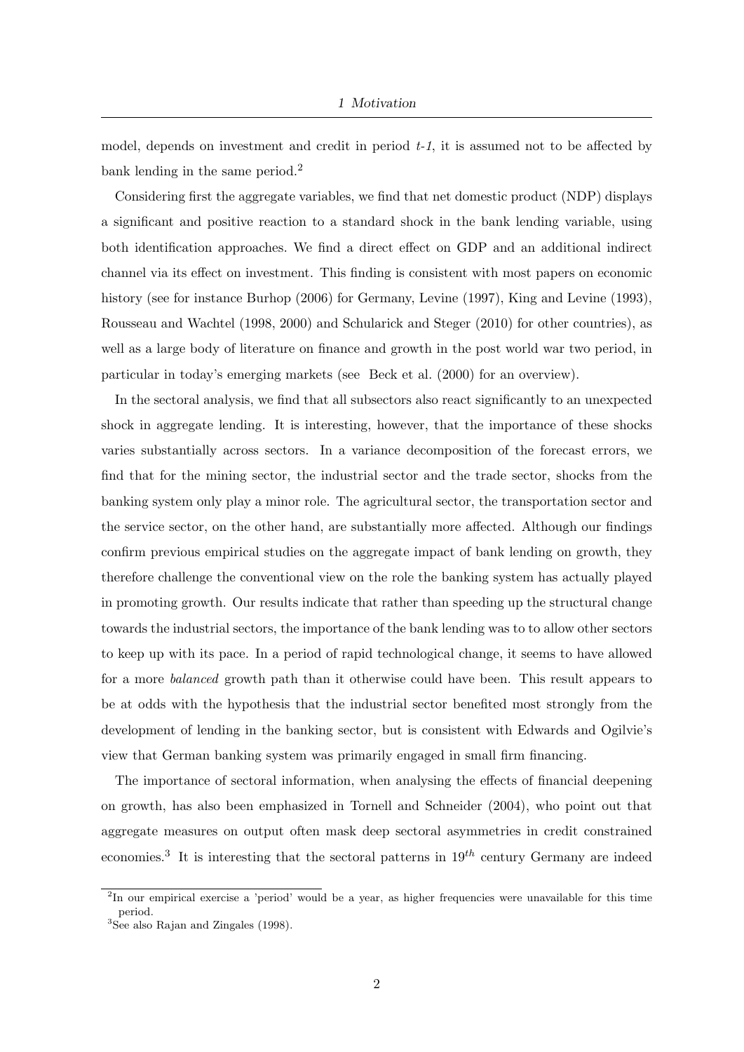model, depends on investment and credit in period *t-1*, it is assumed not to be affected by bank lending in the same period.[2]

Considering first the aggregate variables, we find that net domestic product (NDP) displays a significant and positive reaction to a standard shock in the bank lending variable, using both identification approaches. We find a direct effect on GDP and an additional indirect channel via its effect on investment. This finding is consistent with most papers on economic history (see for instance Burhop (2006) for Germany, Levine (1997), King and Levine (1993), Rousseau and Wachtel (1998, 2000) and Schularick and Steger (2010) for other countries), as well as a large body of literature on finance and growth in the post world war two period, in particular in today's emerging markets (see Beck et al. (2000) for an overview).

In the sectoral analysis, we find that all subsectors also react significantly to an unexpected shock in aggregate lending. It is interesting, however, that the importance of these shocks varies substantially across sectors. In a variance decomposition of the forecast errors, we find that for the mining sector, the industrial sector and the trade sector, shocks from the banking system only play a minor role. The agricultural sector, the transportation sector and the service sector, on the other hand, are substantially more affected. Although our findings confirm previous empirical studies on the aggregate impact of bank lending on growth, they therefore challenge the conventional view on the role the banking system has actually played in promoting growth. Our results indicate that rather than speeding up the structural change towards the industrial sectors, the importance of the bank lending was to to allow other sectors to keep up with its pace. In a period of rapid technological change, it seems to have allowed for a more *balanced* growth path than it otherwise could have been. This result appears to be at odds with the hypothesis that the industrial sector benefited most strongly from the development of lending in the banking sector, but is consistent with Edwards and Ogilvie's view that German banking system was primarily engaged in small firm financing.

The importance of sectoral information, when analysing the effects of financial deepening on growth, has also been emphasized in Tornell and Schneider (2004), who point out that aggregate measures on output often mask deep sectoral asymmetries in credit constrained economies.[3] It is interesting that the sectoral patterns in $19^{th}$ century Germany are indeed

[2] In our empirical exercise a 'period' would be a year, as higher frequencies were unavailable for this time period.

[3] See also Rajan and Zingales (1998).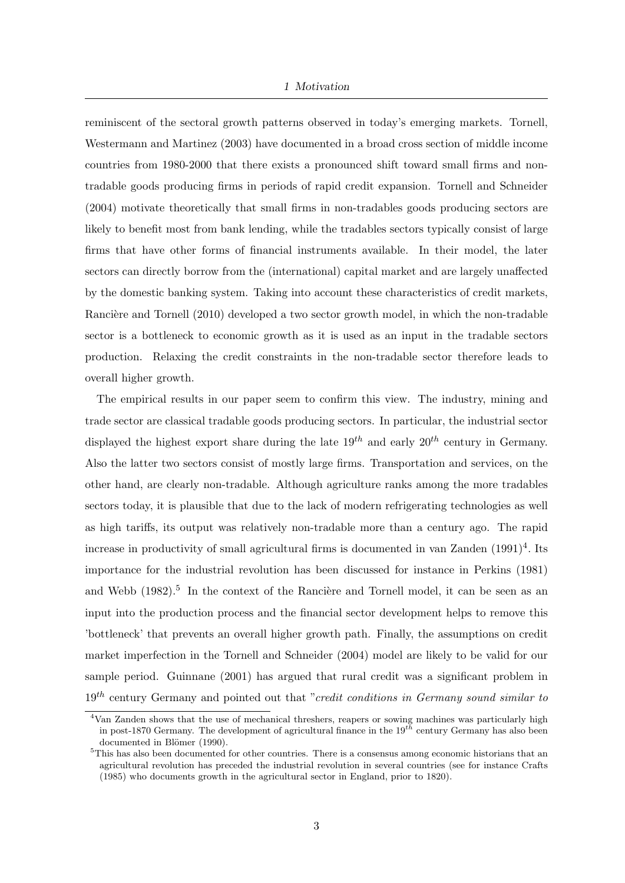reminiscent of the sectoral growth patterns observed in today's emerging markets. Tornell, Westermann and Martinez (2003) have documented in a broad cross section of middle income countries from 1980-2000 that there exists a pronounced shift toward small firms and non-tradable goods producing firms in periods of rapid credit expansion. Tornell and Schneider (2004) motivate theoretically that small firms in non-tradables goods producing sectors are likely to benefit most from bank lending, while the tradables sectors typically consist of large firms that have other forms of financial instruments available. In their model, the later sectors can directly borrow from the (international) capital market and are largely unaffected by the domestic banking system. Taking into account these characteristics of credit markets, Rancière and Tornell (2010) developed a two sector growth model, in which the non-tradable sector is a bottleneck to economic growth as it is used as an input in the tradable sectors production. Relaxing the credit constraints in the non-tradable sector therefore leads to overall higher growth.

The empirical results in our paper seem to confirm this view. The industry, mining and trade sector are classical tradable goods producing sectors. In particular, the industrial sector displayed the highest export share during the late $19^{th}$ and early $20^{th}$ century in Germany. Also the latter two sectors consist of mostly large firms. Transportation and services, on the other hand, are clearly non-tradable. Although agriculture ranks among the more tradables sectors today, it is plausible that due to the lack of modern refrigerating technologies as well as high tariffs, its output was relatively non-tradable more than a century ago. The rapid increase in productivity of small agricultural firms is documented in van Zanden (1991)[4]. Its importance for the industrial revolution has been discussed for instance in Perkins (1981) and Webb (1982).[5] In the context of the Rancière and Tornell model, it can be seen as an input into the production process and the financial sector development helps to remove this 'bottleneck' that prevents an overall higher growth path. Finally, the assumptions on credit market imperfection in the Tornell and Schneider (2004) model are likely to be valid for our sample period. Guinnane (2001) has argued that rural credit was a significant problem in $19^{th}$ century Germany and pointed out that "*credit conditions in Germany sound similar to*

[4] Van Zanden shows that the use of mechanical threshers, reapers or sowing machines was particularly high in post-1870 Germany. The development of agricultural finance in the $19^{th}$ century Germany has also been documented in Blömer (1990).

[5] This has also been documented for other countries. There is a consensus among economic historians that an agricultural revolution has preceded the industrial revolution in several countries (see for instance Crafts (1985) who documents growth in the agricultural sector in England, prior to 1820).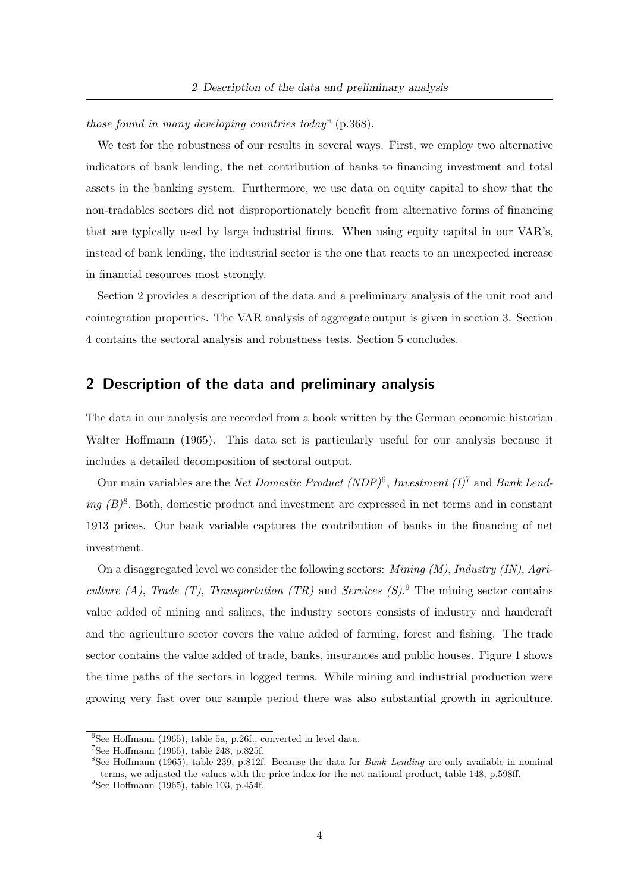*those found in many developing countries today*" (p.368).

We test for the robustness of our results in several ways. First, we employ two alternative indicators of bank lending, the net contribution of banks to financing investment and total assets in the banking system. Furthermore, we use data on equity capital to show that the non-tradables sectors did not disproportionately benefit from alternative forms of financing that are typically used by large industrial firms. When using equity capital in our VAR's, instead of bank lending, the industrial sector is the one that reacts to an unexpected increase in financial resources most strongly.

Section 2 provides a description of the data and a preliminary analysis of the unit root and cointegration properties. The VAR analysis of aggregate output is given in section 3. Section 4 contains the sectoral analysis and robustness tests. Section 5 concludes.

## 2 Description of the data and preliminary analysis

The data in our analysis are recorded from a book written by the German economic historian Walter Hoffmann (1965). This data set is particularly useful for our analysis because it includes a detailed decomposition of sectoral output.

Our main variables are the *Net Domestic Product (NDP)*[6], *Investment (I)*[7] and *Bank Lending (B)*[8]. Both, domestic product and investment are expressed in net terms and in constant 1913 prices. Our bank variable captures the contribution of banks in the financing of net investment.

On a disaggregated level we consider the following sectors: *Mining (M)*, *Industry (IN)*, *Agriculture (A)*, *Trade (T)*, *Transportation (TR)* and *Services (S)*.[9] The mining sector contains value added of mining and salines, the industry sectors consists of industry and handcraft and the agriculture sector covers the value added of farming, forest and fishing. The trade sector contains the value added of trade, banks, insurances and public houses. Figure 1 shows the time paths of the sectors in logged terms. While mining and industrial production were growing very fast over our sample period there was also substantial growth in agriculture.

---

[6] See Hoffmann (1965), table 5a, p.26f., converted in level data.

[7] See Hoffmann (1965), table 248, p.825f.

[8] See Hoffmann (1965), table 239, p.812f. Because the data for *Bank Lending* are only available in nominal terms, we adjusted the values with the price index for the net national product, table 148, p.598ff.

[9] See Hoffmann (1965), table 103, p.454f.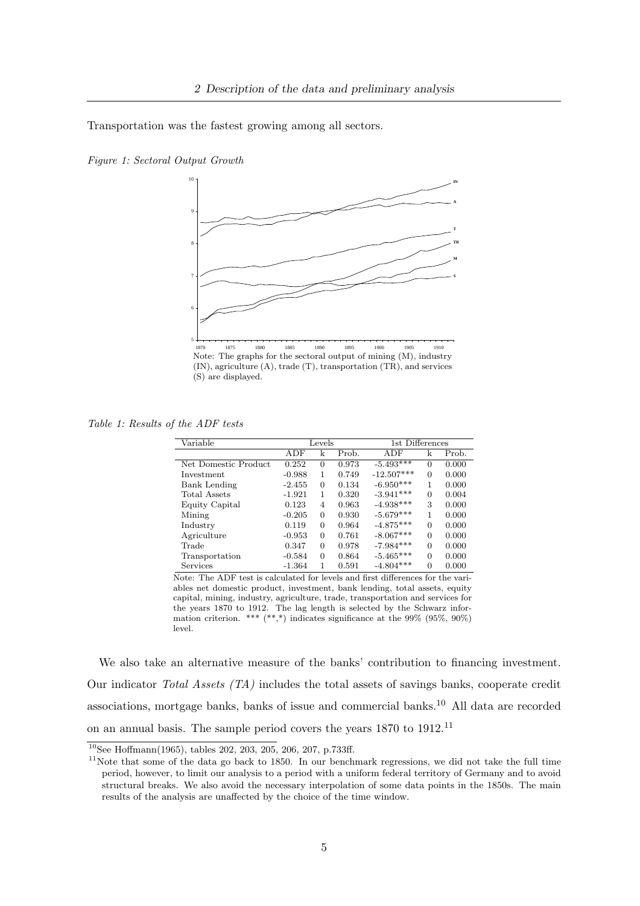Transportation was the fastest growing among all sectors.

*Figure 1: Sectoral Output Growth*

Note: The graphs for the sectoral output of mining (M), industry (IN), agriculture (A), trade (T), transportation (TR), and services (S) are displayed.

*Table 1: Results of the ADF tests*

| Variable | Levels | | | 1st Differences | | |
|---|---|---|---|---|---|---|
| | ADF | k | Prob. | ADF | k | Prob. |
| Net Domestic Product | 0.252 | 0 | 0.973 | -5.493*** | 0 | 0.000 |
| Investment | -0.988 | 1 | 0.749 | -12.507*** | 0 | 0.000 |
| Bank Lending | -2.455 | 0 | 0.134 | -6.950*** | 1 | 0.000 |
| Total Assets | -1.921 | 1 | 0.320 | -3.941*** | 0 | 0.004 |
| Equity Capital | 0.123 | 4 | 0.963 | -4.938*** | 3 | 0.000 |
| Mining | -0.205 | 0 | 0.930 | -5.679*** | 1 | 0.000 |
| Industry | 0.119 | 0 | 0.964 | -4.875*** | 0 | 0.000 |
| Agriculture | -0.953 | 0 | 0.761 | -8.067*** | 0 | 0.000 |
| Trade | 0.347 | 0 | 0.978 | -7.984*** | 0 | 0.000 |
| Transportation | -0.584 | 0 | 0.864 | -5.465*** | 0 | 0.000 |
| Services | -1.364 | 1 | 0.591 | -4.804*** | 0 | 0.000 |

Note: The ADF test is calculated for levels and first differences for the variables net domestic product, investment, bank lending, total assets, equity capital, mining, industry, agriculture, trade, transportation and services for the years 1870 to 1912. The lag length is selected by the Schwarz information criterion. *** (**,*) indicates significance at the 99% (95%, 90%) level.

We also take an alternative measure of the banks' contribution to financing investment. Our indicator *Total Assets (TA)* includes the total assets of savings banks, cooperate credit associations, mortgage banks, banks of issue and commercial banks.[10] All data are recorded on an annual basis. The sample period covers the years 1870 to 1912.[11]

[10] See Hoffmann(1965), tables 202, 203, 205, 206, 207, p.733ff.

[11] Note that some of the data go back to 1850. In our benchmark regressions, we did not take the full time period, however, to limit our analysis to a period with a uniform federal territory of Germany and to avoid structural breaks. We also avoid the necessary interpolation of some data points in the 1850s. The main results of the analysis are unaffected by the choice of the time window.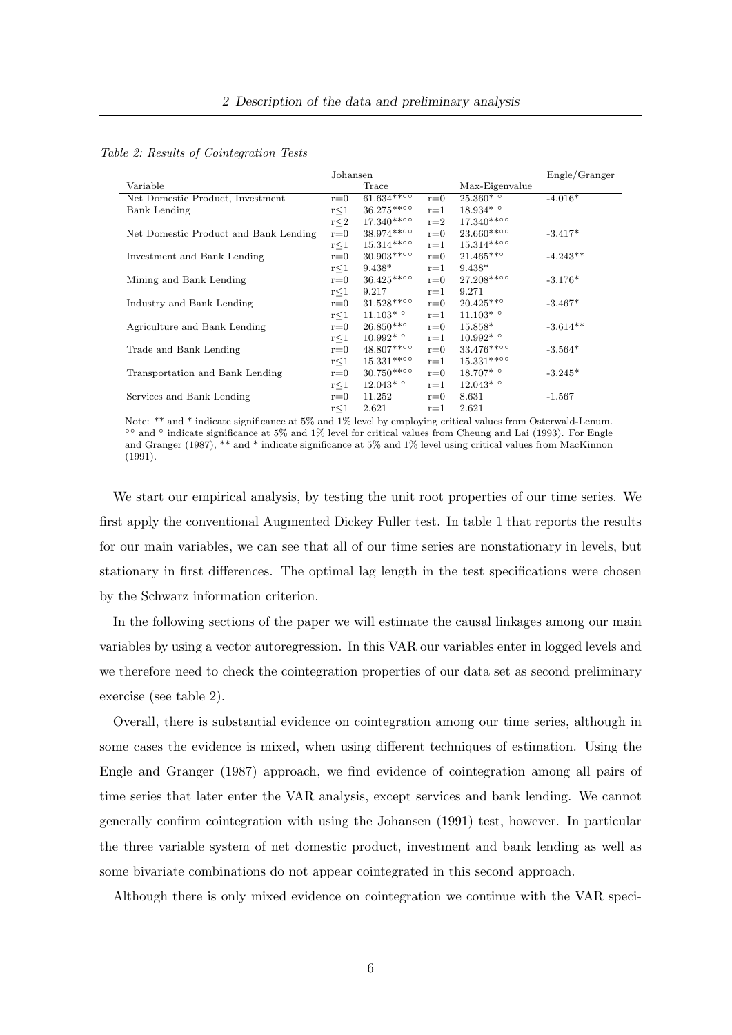*Table 2: Results of Cointegration Tests*

| | Johansen | | | | Engle/Granger |
|---|---|---|---|---|---|
| Variable | | Trace | | Max-Eigenvalue | |
| Net Domestic Product, Investment | r=0 | 61.634**°° | r=0 | 25.360* ° | -4.016* |
| Bank Lending | r≤1 | 36.275**°° | r=1 | 18.934* ° | |
| | r≤2 | 17.340**°° | r=2 | 17.340**°° | |
| Net Domestic Product and Bank Lending | r=0 | 38.974**°° | r=0 | 23.660**°° | -3.417* |
| | r≤1 | 15.314**°° | r=1 | 15.314**°° | |
| Investment and Bank Lending | r=0 | 30.903**°° | r=0 | 21.465**° | -4.243** |
| | r≤1 | 9.438* | r=1 | 9.438* | |
| Mining and Bank Lending | r=0 | 36.425**°° | r=0 | 27.208**°° | -3.176* |
| | r≤1 | 9.217 | r=1 | 9.271 | |
| Industry and Bank Lending | r=0 | 31.528**°° | r=0 | 20.425**° | -3.467* |
| | r≤1 | 11.103* ° | r=1 | 11.103* ° | |
| Agriculture and Bank Lending | r=0 | 26.850**° | r=0 | 15.858* | -3.614** |
| | r≤1 | 10.992* ° | r=1 | 10.992* ° | |
| Trade and Bank Lending | r=0 | 48.807**°° | r=0 | 33.476**°° | -3.564* |
| | r≤1 | 15.331**°° | r=1 | 15.331**°° | |
| Transportation and Bank Lending | r=0 | 30.750**°° | r=0 | 18.707* ° | -3.245* |
| | r≤1 | 12.043* ° | r=1 | 12.043* ° | |
| Services and Bank Lending | r=0 | 11.252 | r=0 | 8.631 | -1.567 |
| | r≤1 | 2.621 | r=1 | 2.621 | |

Note: ** and * indicate significance at 5% and 1% level by employing critical values from Osterwald-Lenum. °° and ° indicate significance at 5% and 1% level for critical values from Cheung and Lai (1993). For Engle and Granger (1987), ** and * indicate significance at 5% and 1% level using critical values from MacKinnon (1991).

We start our empirical analysis, by testing the unit root properties of our time series. We first apply the conventional Augmented Dickey Fuller test. In table 1 that reports the results for our main variables, we can see that all of our time series are nonstationary in levels, but stationary in first differences. The optimal lag length in the test specifications were chosen by the Schwarz information criterion.

In the following sections of the paper we will estimate the causal linkages among our main variables by using a vector autoregression. In this VAR our variables enter in logged levels and we therefore need to check the cointegration properties of our data set as second preliminary exercise (see table 2).

Overall, there is substantial evidence on cointegration among our time series, although in some cases the evidence is mixed, when using different techniques of estimation. Using the Engle and Granger (1987) approach, we find evidence of cointegration among all pairs of time series that later enter the VAR analysis, except services and bank lending. We cannot generally confirm cointegration with using the Johansen (1991) test, however. In particular the three variable system of net domestic product, investment and bank lending as well as some bivariate combinations do not appear cointegrated in this second approach.

Although there is only mixed evidence on cointegration we continue with the VAR speci-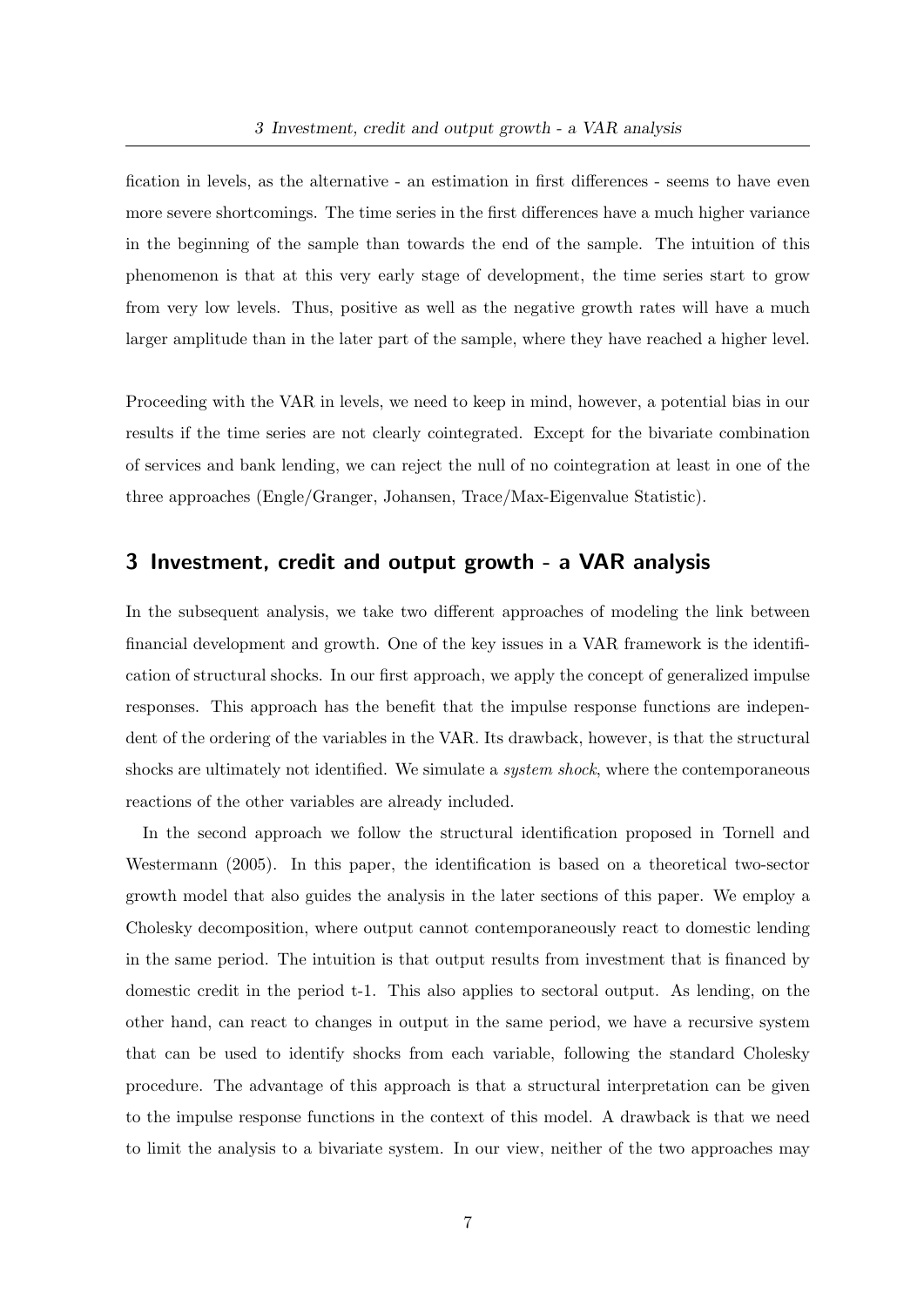fication in levels, as the alternative - an estimation in first differences - seems to have even more severe shortcomings. The time series in the first differences have a much higher variance in the beginning of the sample than towards the end of the sample. The intuition of this phenomenon is that at this very early stage of development, the time series start to grow from very low levels. Thus, positive as well as the negative growth rates will have a much larger amplitude than in the later part of the sample, where they have reached a higher level.

Proceeding with the VAR in levels, we need to keep in mind, however, a potential bias in our results if the time series are not clearly cointegrated. Except for the bivariate combination of services and bank lending, we can reject the null of no cointegration at least in one of the three approaches (Engle/Granger, Johansen, Trace/Max-Eigenvalue Statistic).

## 3 Investment, credit and output growth - a VAR analysis

In the subsequent analysis, we take two different approaches of modeling the link between financial development and growth. One of the key issues in a VAR framework is the identification of structural shocks. In our first approach, we apply the concept of generalized impulse responses. This approach has the benefit that the impulse response functions are independent of the ordering of the variables in the VAR. Its drawback, however, is that the structural shocks are ultimately not identified. We simulate a *system shock*, where the contemporaneous reactions of the other variables are already included.

In the second approach we follow the structural identification proposed in Tornell and Westermann (2005). In this paper, the identification is based on a theoretical two-sector growth model that also guides the analysis in the later sections of this paper. We employ a Cholesky decomposition, where output cannot contemporaneously react to domestic lending in the same period. The intuition is that output results from investment that is financed by domestic credit in the period t-1. This also applies to sectoral output. As lending, on the other hand, can react to changes in output in the same period, we have a recursive system that can be used to identify shocks from each variable, following the standard Cholesky procedure. The advantage of this approach is that a structural interpretation can be given to the impulse response functions in the context of this model. A drawback is that we need to limit the analysis to a bivariate system. In our view, neither of the two approaches may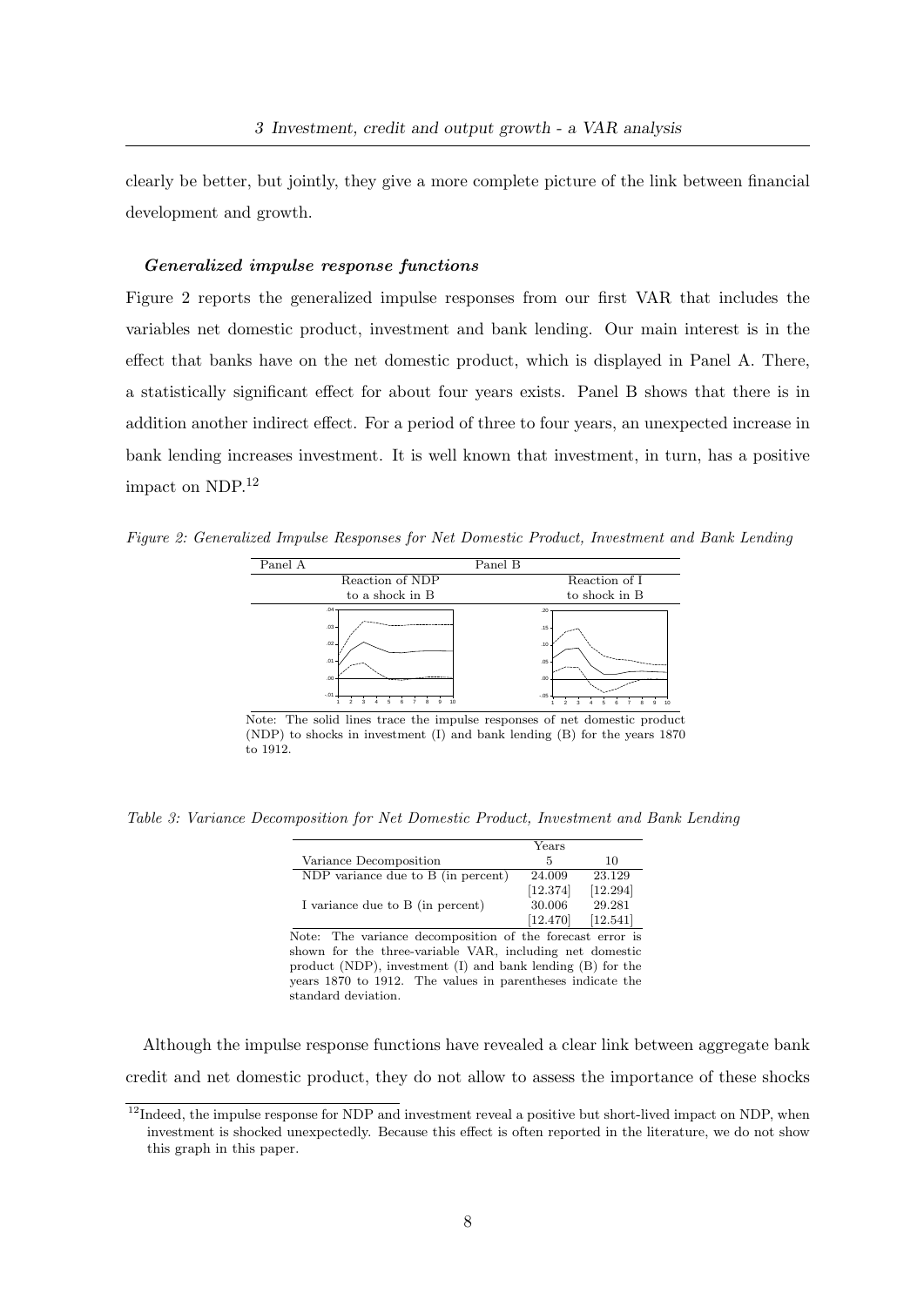clearly be better, but jointly, they give a more complete picture of the link between financial development and growth.

#### *Generalized impulse response functions*

Figure 2 reports the generalized impulse responses from our first VAR that includes the variables net domestic product, investment and bank lending. Our main interest is in the effect that banks have on the net domestic product, which is displayed in Panel A. There, a statistically significant effect for about four years exists. Panel B shows that there is in addition another indirect effect. For a period of three to four years, an unexpected increase in bank lending increases investment. It is well known that investment, in turn, has a positive impact on NDP.[12]

*Figure 2: Generalized Impulse Responses for Net Domestic Product, Investment and Bank Lending*

| Panel A | Panel B |
|---|---|
| Reaction of NDP to a shock in B | Reaction of I to shock in B |

Note: The solid lines trace the impulse responses of net domestic product (NDP) to shocks in investment (I) and bank lending (B) for the years 1870 to 1912.

*Table 3: Variance Decomposition for Net Domestic Product, Investment and Bank Lending*

| | Years | |
|---|---|---|
| Variance Decomposition | 5 | 10 |
| NDP variance due to B (in percent) | 24.009 | 23.129 |
| | [12.374] | [12.294] |
| I variance due to B (in percent) | 30.006 | 29.281 |
| | [12.470] | [12.541] |

Note: The variance decomposition of the forecast error is shown for the three-variable VAR, including net domestic product (NDP), investment (I) and bank lending (B) for the years 1870 to 1912. The values in parentheses indicate the standard deviation.

Although the impulse response functions have revealed a clear link between aggregate bank credit and net domestic product, they do not allow to assess the importance of these shocks

[12] Indeed, the impulse response for NDP and investment reveal a positive but short-lived impact on NDP, when investment is shocked unexpectedly. Because this effect is often reported in the literature, we do not show this graph in this paper.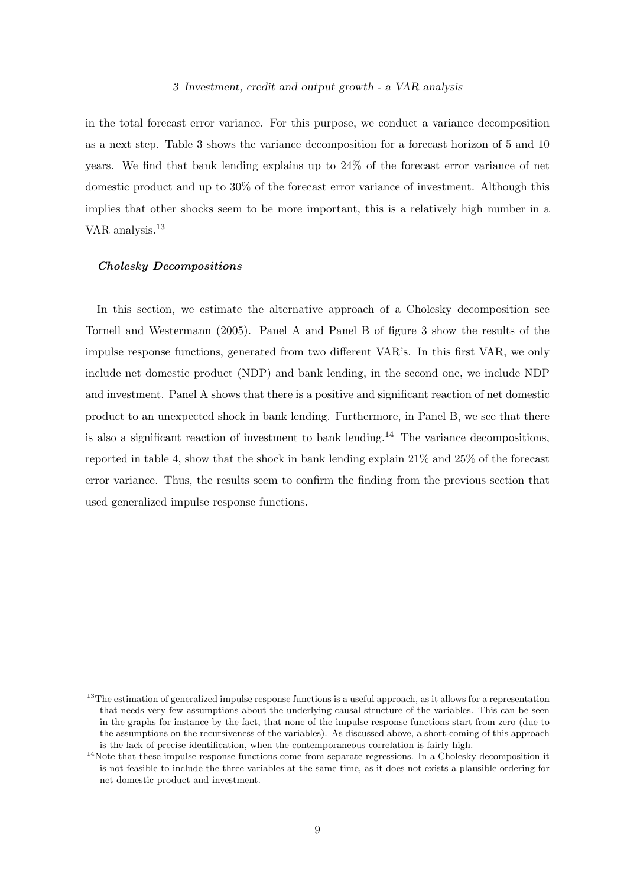in the total forecast error variance. For this purpose, we conduct a variance decomposition as a next step. Table 3 shows the variance decomposition for a forecast horizon of 5 and 10 years. We find that bank lending explains up to 24% of the forecast error variance of net domestic product and up to 30% of the forecast error variance of investment. Although this implies that other shocks seem to be more important, this is a relatively high number in a VAR analysis.[13]

***Cholesky Decompositions***

In this section, we estimate the alternative approach of a Cholesky decomposition see Tornell and Westermann (2005). Panel A and Panel B of figure 3 show the results of the impulse response functions, generated from two different VAR's. In this first VAR, we only include net domestic product (NDP) and bank lending, in the second one, we include NDP and investment. Panel A shows that there is a positive and significant reaction of net domestic product to an unexpected shock in bank lending. Furthermore, in Panel B, we see that there is also a significant reaction of investment to bank lending.[14] The variance decompositions, reported in table 4, show that the shock in bank lending explain 21% and 25% of the forecast error variance. Thus, the results seem to confirm the finding from the previous section that used generalized impulse response functions.

[13] The estimation of generalized impulse response functions is a useful approach, as it allows for a representation that needs very few assumptions about the underlying causal structure of the variables. This can be seen in the graphs for instance by the fact, that none of the impulse response functions start from zero (due to the assumptions on the recursiveness of the variables). As discussed above, a short-coming of this approach is the lack of precise identification, when the contemporaneous correlation is fairly high.

[14] Note that these impulse response functions come from separate regressions. In a Cholesky decomposition it is not feasible to include the three variables at the same time, as it does not exists a plausible ordering for net domestic product and investment.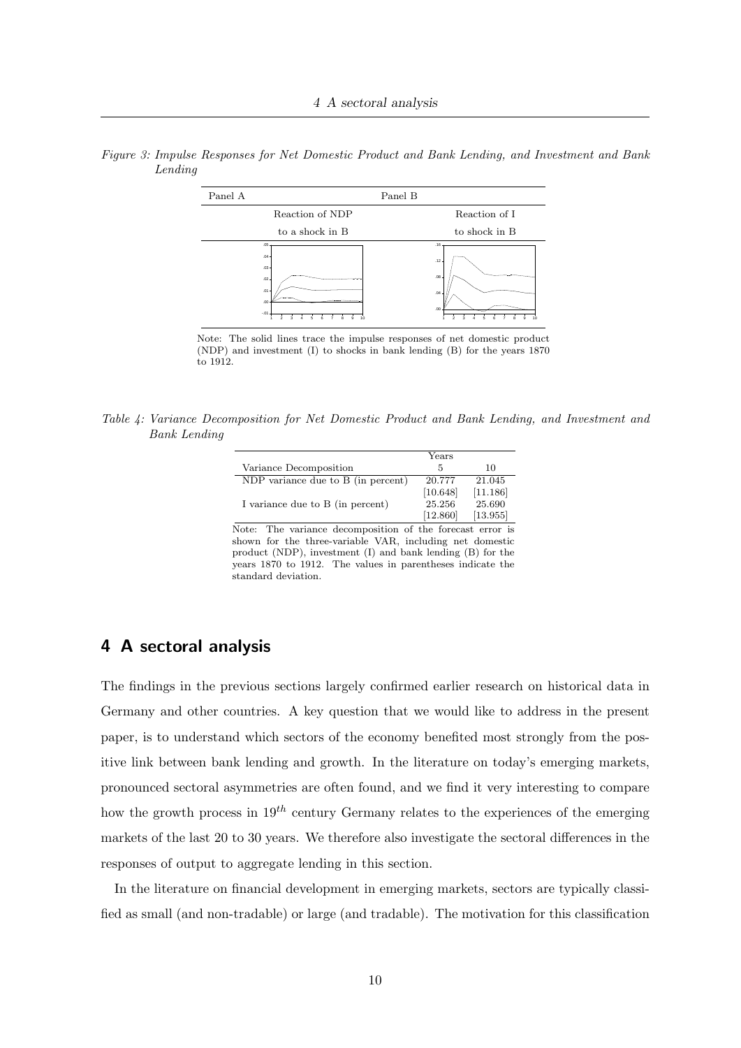*Figure 3: Impulse Responses for Net Domestic Product and Bank Lending, and Investment and Bank Lending*

| Panel A | Panel B |
|---|---|
| Reaction of NDP to a shock in B | Reaction of I to shock in B |

Note: The solid lines trace the impulse responses of net domestic product (NDP) and investment (I) to shocks in bank lending (B) for the years 1870 to 1912.

*Table 4: Variance Decomposition for Net Domestic Product and Bank Lending, and Investment and Bank Lending*

| | Years | |
|---|---|---|
| Variance Decomposition | 5 | 10 |
| NDP variance due to B (in percent) | 20.777 | 21.045 |
| | [10.648] | [11.186] |
| I variance due to B (in percent) | 25.256 | 25.690 |
| | [12.860] | [13.955] |

Note: The variance decomposition of the forecast error is shown for the three-variable VAR, including net domestic product (NDP), investment (I) and bank lending (B) for the years 1870 to 1912. The values in parentheses indicate the standard deviation.

## 4 A sectoral analysis

The findings in the previous sections largely confirmed earlier research on historical data in Germany and other countries. A key question that we would like to address in the present paper, is to understand which sectors of the economy benefited most strongly from the positive link between bank lending and growth. In the literature on today's emerging markets, pronounced sectoral asymmetries are often found, and we find it very interesting to compare how the growth process in $19^{th}$ century Germany relates to the experiences of the emerging markets of the last 20 to 30 years. We therefore also investigate the sectoral differences in the responses of output to aggregate lending in this section.

In the literature on financial development in emerging markets, sectors are typically classified as small (and non-tradable) or large (and tradable). The motivation for this classification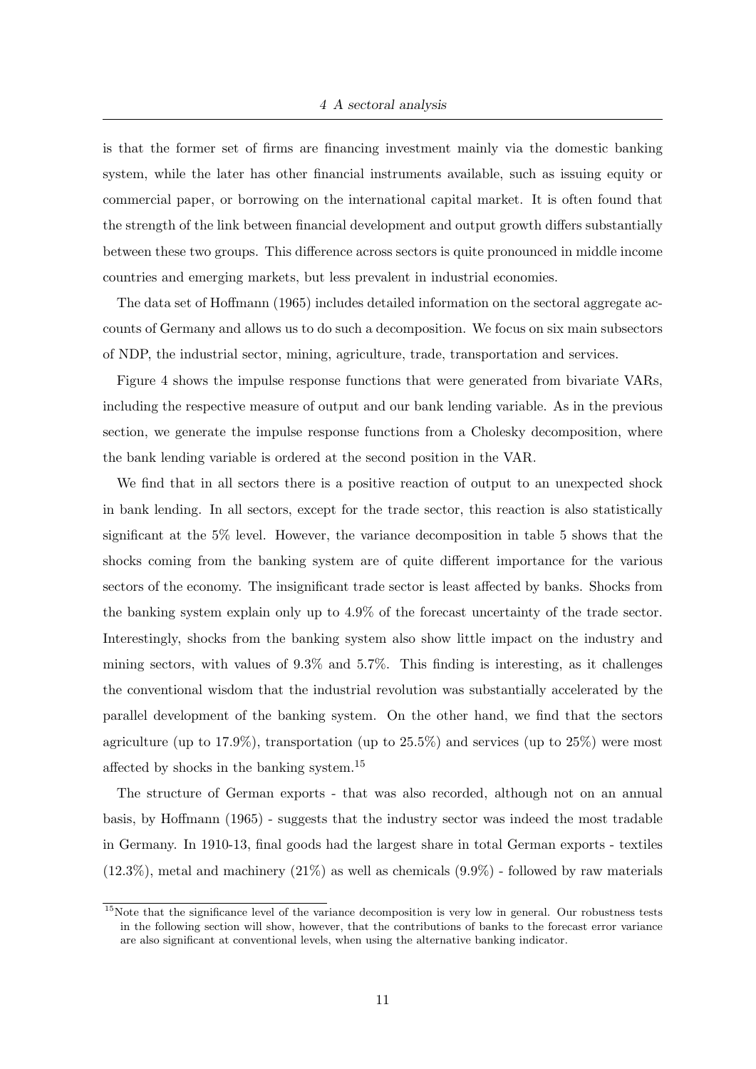is that the former set of firms are financing investment mainly via the domestic banking system, while the later has other financial instruments available, such as issuing equity or commercial paper, or borrowing on the international capital market. It is often found that the strength of the link between financial development and output growth differs substantially between these two groups. This difference across sectors is quite pronounced in middle income countries and emerging markets, but less prevalent in industrial economies.

The data set of Hoffmann (1965) includes detailed information on the sectoral aggregate accounts of Germany and allows us to do such a decomposition. We focus on six main subsectors of NDP, the industrial sector, mining, agriculture, trade, transportation and services.

Figure 4 shows the impulse response functions that were generated from bivariate VARs, including the respective measure of output and our bank lending variable. As in the previous section, we generate the impulse response functions from a Cholesky decomposition, where the bank lending variable is ordered at the second position in the VAR.

We find that in all sectors there is a positive reaction of output to an unexpected shock in bank lending. In all sectors, except for the trade sector, this reaction is also statistically significant at the 5% level. However, the variance decomposition in table 5 shows that the shocks coming from the banking system are of quite different importance for the various sectors of the economy. The insignificant trade sector is least affected by banks. Shocks from the banking system explain only up to 4.9% of the forecast uncertainty of the trade sector. Interestingly, shocks from the banking system also show little impact on the industry and mining sectors, with values of 9.3% and 5.7%. This finding is interesting, as it challenges the conventional wisdom that the industrial revolution was substantially accelerated by the parallel development of the banking system. On the other hand, we find that the sectors agriculture (up to 17.9%), transportation (up to 25.5%) and services (up to 25%) were most affected by shocks in the banking system.[15]

The structure of German exports - that was also recorded, although not on an annual basis, by Hoffmann (1965) - suggests that the industry sector was indeed the most tradable in Germany. In 1910-13, final goods had the largest share in total German exports - textiles (12.3%), metal and machinery (21%) as well as chemicals (9.9%) - followed by raw materials

[15] Note that the significance level of the variance decomposition is very low in general. Our robustness tests in the following section will show, however, that the contributions of banks to the forecast error variance are also significant at conventional levels, when using the alternative banking indicator.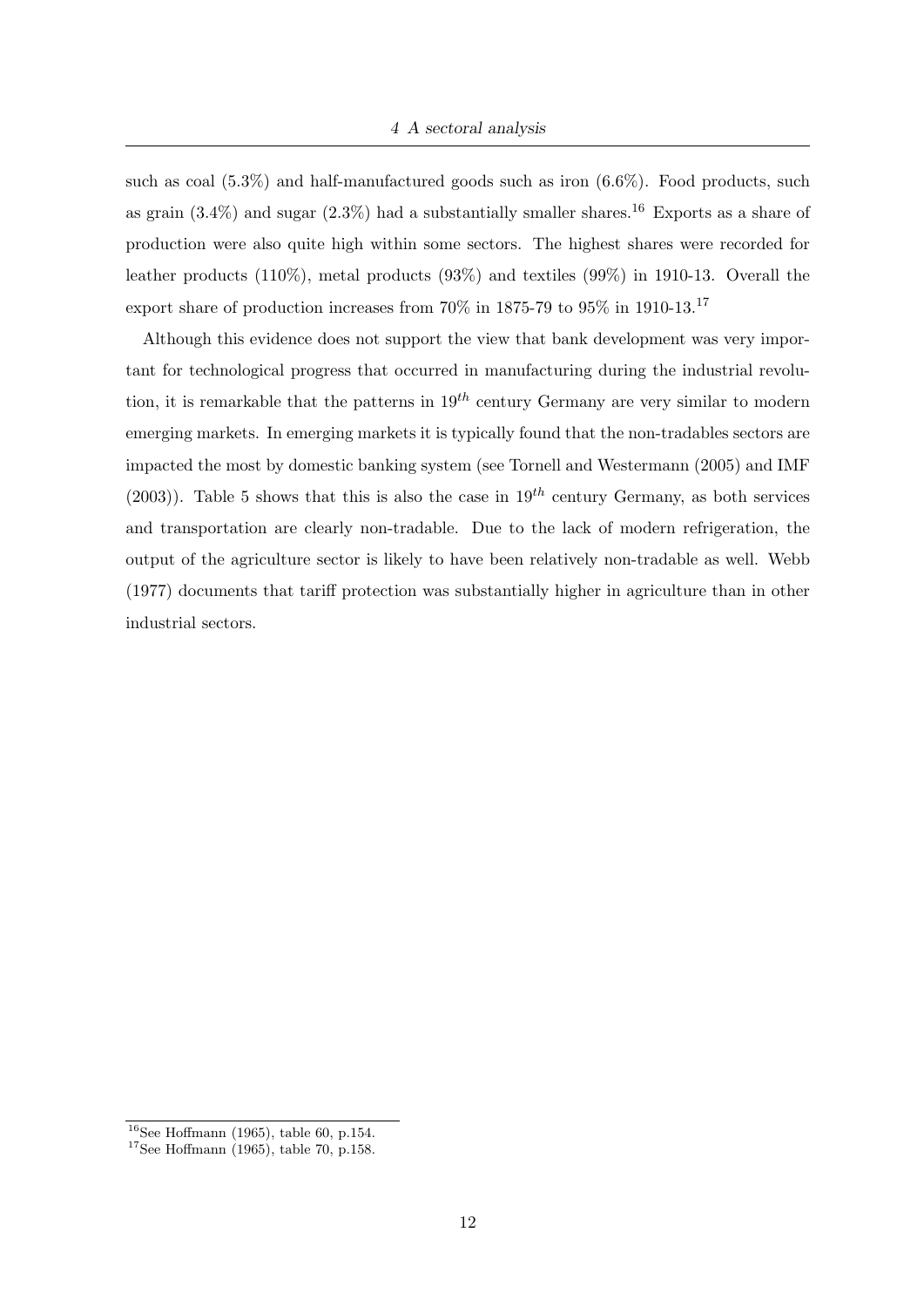such as coal (5.3%) and half-manufactured goods such as iron (6.6%). Food products, such as grain (3.4%) and sugar (2.3%) had a substantially smaller shares.[16] Exports as a share of production were also quite high within some sectors. The highest shares were recorded for leather products (110%), metal products (93%) and textiles (99%) in 1910-13. Overall the export share of production increases from 70% in 1875-79 to 95% in 1910-13.[17]

Although this evidence does not support the view that bank development was very important for technological progress that occurred in manufacturing during the industrial revolution, it is remarkable that the patterns in $19^{th}$ century Germany are very similar to modern emerging markets. In emerging markets it is typically found that the non-tradables sectors are impacted the most by domestic banking system (see Tornell and Westermann (2005) and IMF (2003)). Table 5 shows that this is also the case in $19^{th}$ century Germany, as both services and transportation are clearly non-tradable. Due to the lack of modern refrigeration, the output of the agriculture sector is likely to have been relatively non-tradable as well. Webb (1977) documents that tariff protection was substantially higher in agriculture than in other industrial sectors.

[16] See Hoffmann (1965), table 60, p.154.

[17] See Hoffmann (1965), table 70, p.158.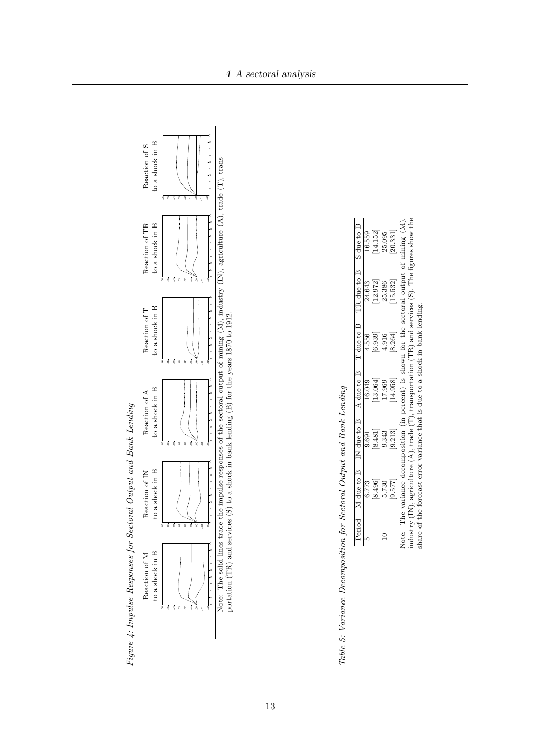*Figure 4: Impulse Responses for Sectoral Output and Bank Lending*

| Reaction of M to a shock in B | Reaction of IN to a shock in B | Reaction of A to a shock in B | Reaction of T to a shock in B | Reaction of TR to a shock in B | Reaction of S to a shock in B |
|---|---|---|---|---|---|

Note: The solid lines trace the impulse responses of the sectoral output of mining (M), industry (IN), agriculture (A), trade (T), transportation (TR) and services (S) to a shock in bank lending (B) for the years 1870 to 1912.

*Table 5: Variance Decomposition for Sectoral Output and Bank Lending*

| Period | M due to B | IN due to B | A due to B | T due to B | TR due to B | S due to B |
|---|---|---|---|---|---|---|
| 5 | 6.773 | 9.691 | 16.049 | 4.556 | 24.643 | 16.559 |
| | [8.496] | [8.481] | [13.064] | [6.939] | [12.972] | [14.152] |
| 10 | 5.730 | 9.343 | 17.969 | 4.916 | 25.386 | 25.095 |
| | [9.577] | [9.213] | [14.958] | [8.264] | [15.532] | [20.331] |

Note: The variance decomposition (in percent) is shown for the sectoral output of mining (M), industry (IN), agriculture (A), trade (T), transportation (TR) and services (S). The figures show the share of the forecast error variance that is due to a shock in bank lending.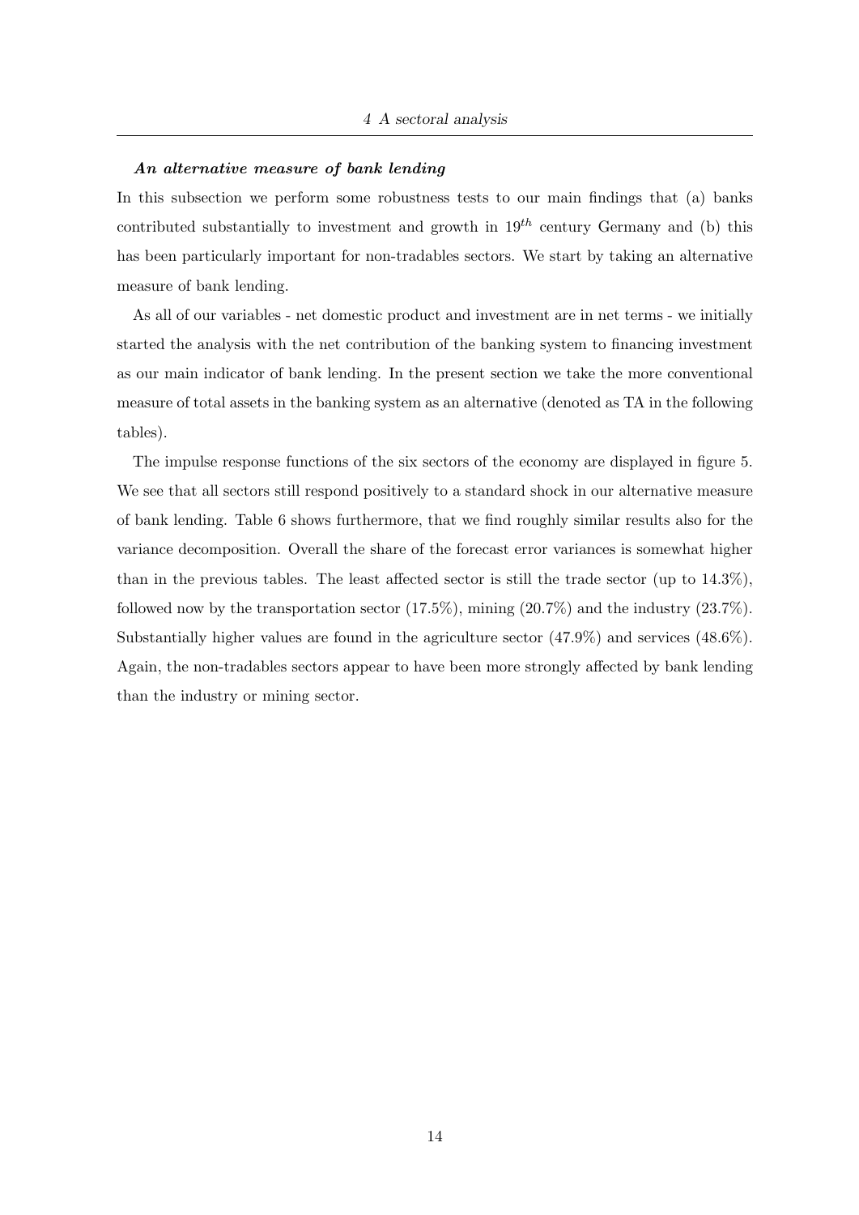### ***An alternative measure of bank lending***

In this subsection we perform some robustness tests to our main findings that (a) banks contributed substantially to investment and growth in $19^{th}$ century Germany and (b) this has been particularly important for non-tradables sectors. We start by taking an alternative measure of bank lending.

As all of our variables - net domestic product and investment are in net terms - we initially started the analysis with the net contribution of the banking system to financing investment as our main indicator of bank lending. In the present section we take the more conventional measure of total assets in the banking system as an alternative (denoted as TA in the following tables).

The impulse response functions of the six sectors of the economy are displayed in figure 5. We see that all sectors still respond positively to a standard shock in our alternative measure of bank lending. Table 6 shows furthermore, that we find roughly similar results also for the variance decomposition. Overall the share of the forecast error variances is somewhat higher than in the previous tables. The least affected sector is still the trade sector (up to 14.3%), followed now by the transportation sector (17.5%), mining (20.7%) and the industry (23.7%). Substantially higher values are found in the agriculture sector (47.9%) and services (48.6%). Again, the non-tradables sectors appear to have been more strongly affected by bank lending than the industry or mining sector.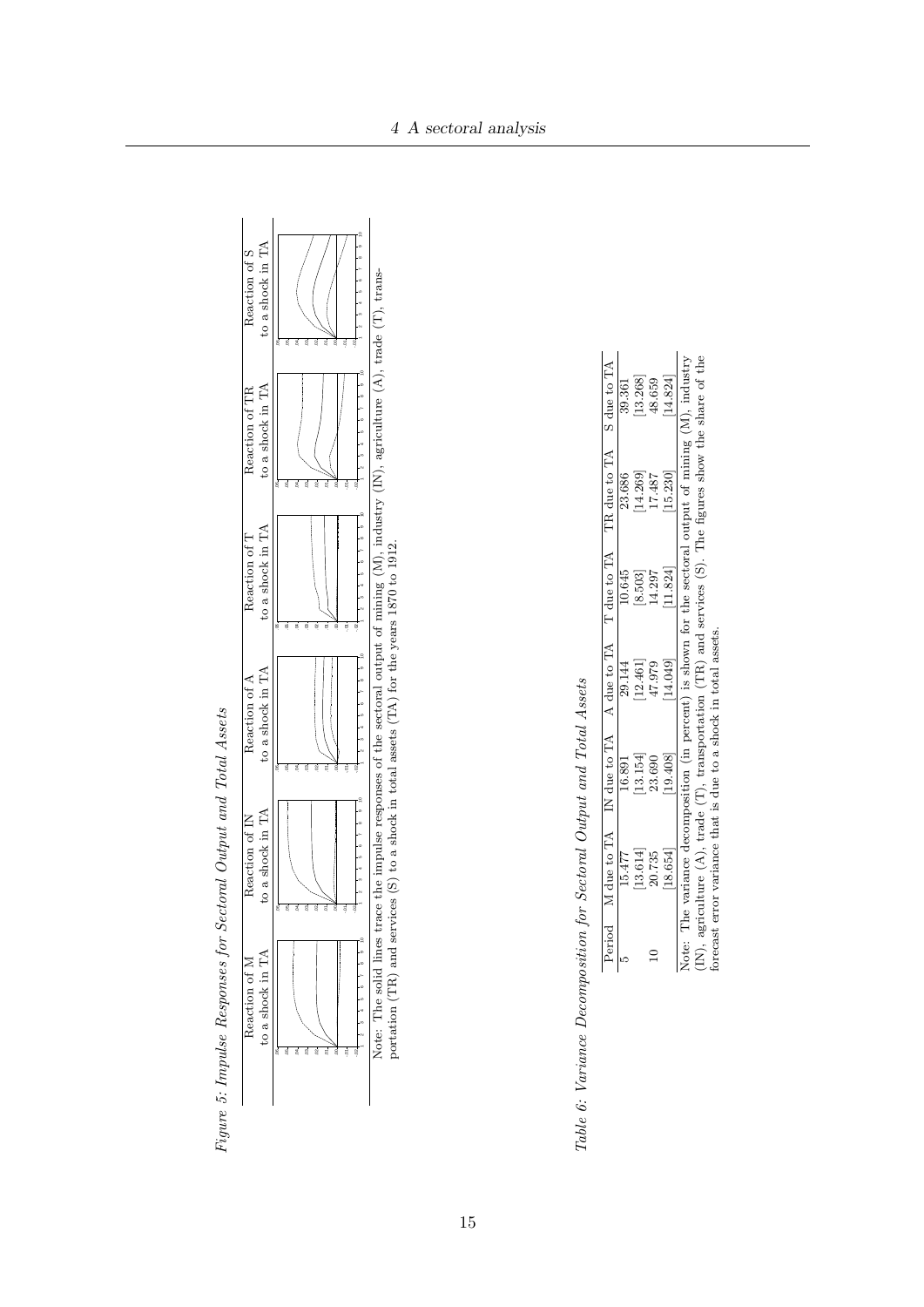*Figure 5: Impulse Responses for Sectoral Output and Total Assets*

| Reaction of M to a shock in TA | Reaction of IN to a shock in TA | Reaction of A to a shock in TA | Reaction of T to a shock in TA | Reaction of TR to a shock in TA | Reaction of S to a shock in TA |
|---|---|---|---|---|---|

Note: The solid lines trace the impulse responses of the sectoral output of mining (M), industry (IN), agriculture (A), trade (T), transportation (TR) and services (S) to a shock in total assets (TA) for the years 1870 to 1912.

*Table 6: Variance Decomposition for Sectoral Output and Total Assets*

| Period | M due to TA | IN due to TA | A due to TA | T due to TA | TR due to TA | S due to TA |
|---|---|---|---|---|---|---|
| 5 | 15.477 | 16.891 | 29.144 | 10.645 | 23.686 | 39.361 |
| | [13.614] | [13.154] | [12.461] | [8.503] | [14.269] | [13.268] |
| 10 | 20.735 | 23.690 | 47.979 | 14.297 | 17.487 | 48.659 |
| | [18.654] | [19.408] | [14.049] | [11.824] | [15.230] | [14.824] |

Note: The variance decomposition (in percent) is shown for the sectoral output of mining (M), industry (IN), agriculture (A), trade (T), transportation (TR) and services (S). The figures show the share of the forecast error variance that is due to a shock in total assets.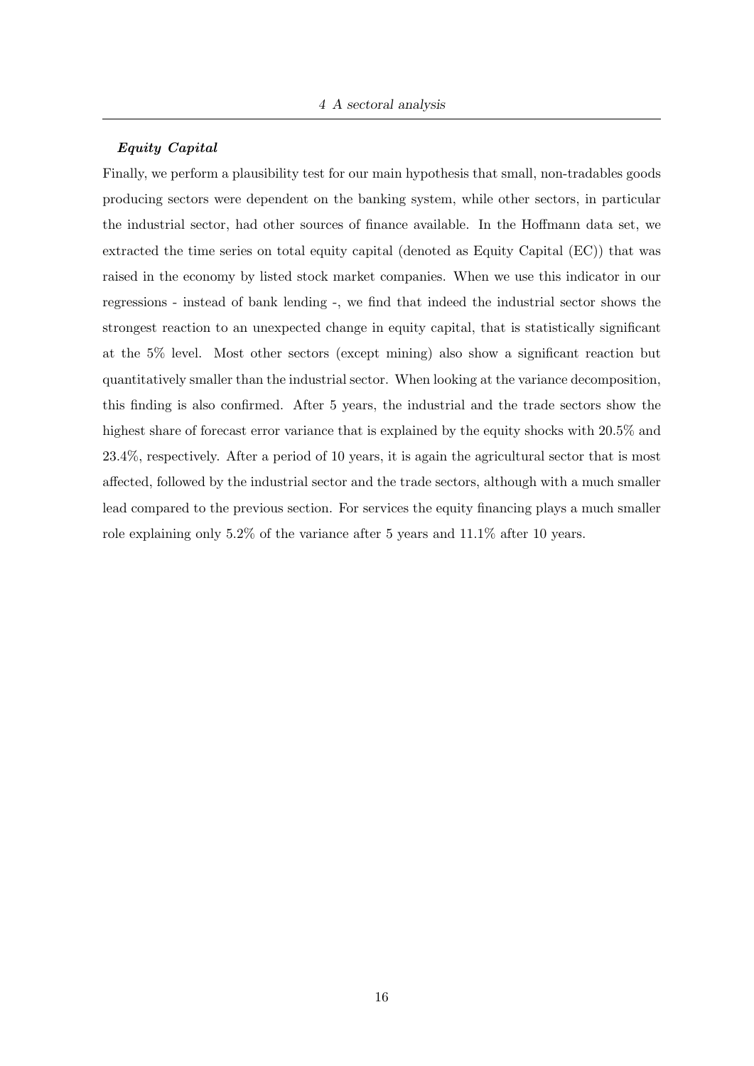***Equity Capital***

Finally, we perform a plausibility test for our main hypothesis that small, non-tradables goods producing sectors were dependent on the banking system, while other sectors, in particular the industrial sector, had other sources of finance available. In the Hoffmann data set, we extracted the time series on total equity capital (denoted as Equity Capital (EC)) that was raised in the economy by listed stock market companies. When we use this indicator in our regressions - instead of bank lending -, we find that indeed the industrial sector shows the strongest reaction to an unexpected change in equity capital, that is statistically significant at the 5% level. Most other sectors (except mining) also show a significant reaction but quantitatively smaller than the industrial sector. When looking at the variance decomposition, this finding is also confirmed. After 5 years, the industrial and the trade sectors show the highest share of forecast error variance that is explained by the equity shocks with 20.5% and 23.4%, respectively. After a period of 10 years, it is again the agricultural sector that is most affected, followed by the industrial sector and the trade sectors, although with a much smaller lead compared to the previous section. For services the equity financing plays a much smaller role explaining only 5.2% of the variance after 5 years and 11.1% after 10 years.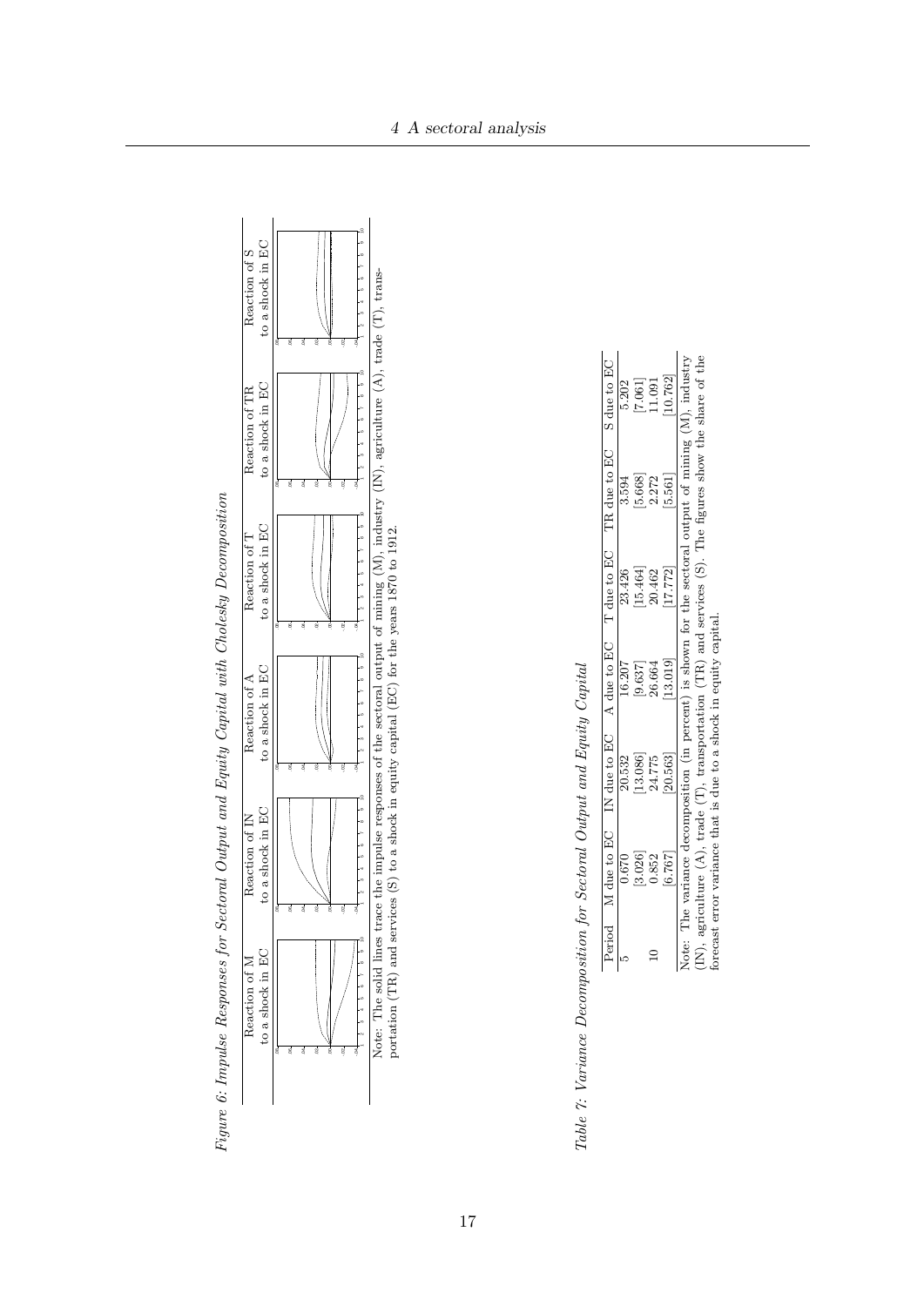*Figure 6: Impulse Responses for Sectoral Output and Equity Capital with Cholesky Decomposition*

| Reaction of M to a shock in EC | Reaction of IN to a shock in EC | Reaction of A to a shock in EC | Reaction of T to a shock in EC | Reaction of TR to a shock in EC | Reaction of S to a shock in EC |
|---|---|---|---|---|---|

Note: The solid lines trace the impulse responses of the sectoral output of mining (M), industry (IN), agriculture (A), trade (T), transportation (TR) and services (S) to a shock in equity capital (EC) for the years 1870 to 1912.

*Table 7: Variance Decomposition for Sectoral Output and Equity Capital*

| Period | M due to EC | IN due to EC | A due to EC | T due to EC | TR due to EC | S due to EC |
|---|---|---|---|---|---|---|
| 5 | 0.670 | 20.532 | 16.207 | 23.426 | 3.594 | 5.202 |
| | [3.026] | [13.086] | [9.637] | [15.464] | [5.668] | [7.061] |
| 10 | 0.852 | 24.775 | 26.664 | 20.462 | 2.272 | 11.091 |
| | [6.767] | [20.563] | [13.019] | [17.772] | [5.561] | [10.762] |

Note: The variance decomposition (in percent) is shown for the sectoral output of mining (M), industry (IN), agriculture (A), trade (T), transportation (TR) and services (S). The figures show the share of the forecast error variance that is due to a shock in equity capital.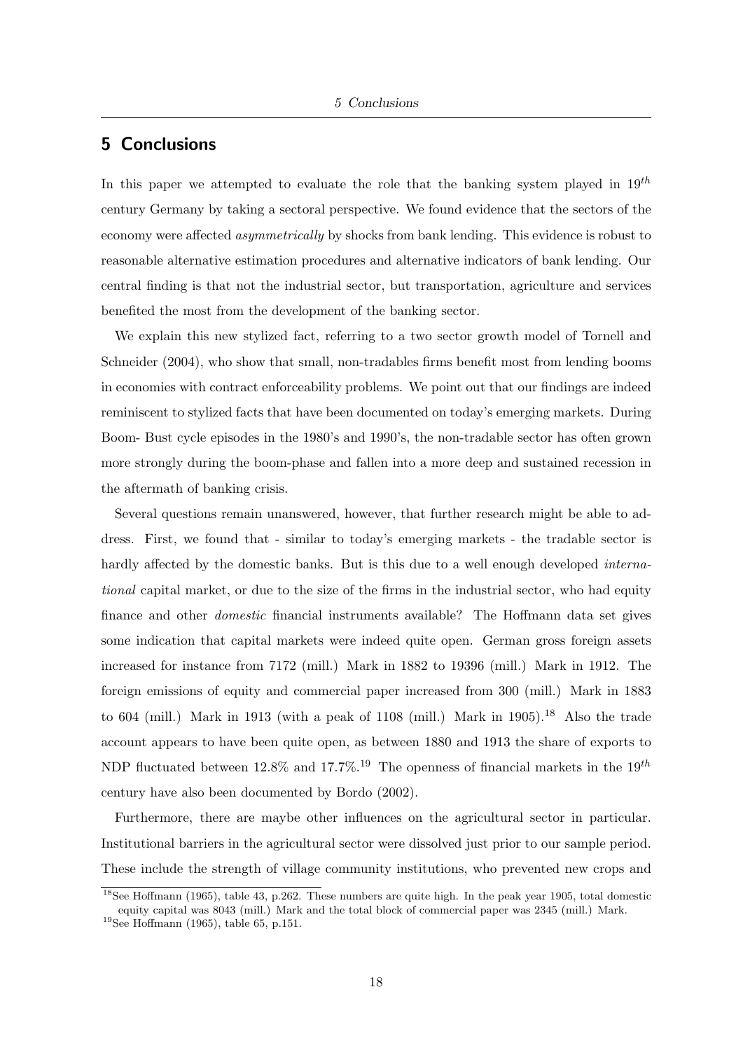# 5 Conclusions

In this paper we attempted to evaluate the role that the banking system played in $19^{th}$ century Germany by taking a sectoral perspective. We found evidence that the sectors of the economy were affected *asymmetrically* by shocks from bank lending. This evidence is robust to reasonable alternative estimation procedures and alternative indicators of bank lending. Our central finding is that not the industrial sector, but transportation, agriculture and services benefited the most from the development of the banking sector.

We explain this new stylized fact, referring to a two sector growth model of Tornell and Schneider (2004), who show that small, non-tradables firms benefit most from lending booms in economies with contract enforceability problems. We point out that our findings are indeed reminiscent to stylized facts that have been documented on today's emerging markets. During Boom- Bust cycle episodes in the 1980's and 1990's, the non-tradable sector has often grown more strongly during the boom-phase and fallen into a more deep and sustained recession in the aftermath of banking crisis.

Several questions remain unanswered, however, that further research might be able to address. First, we found that - similar to today's emerging markets - the tradable sector is hardly affected by the domestic banks. But is this due to a well enough developed *international* capital market, or due to the size of the firms in the industrial sector, who had equity finance and other *domestic* financial instruments available? The Hoffmann data set gives some indication that capital markets were indeed quite open. German gross foreign assets increased for instance from 7172 (mill.) Mark in 1882 to 19396 (mill.) Mark in 1912. The foreign emissions of equity and commercial paper increased from 300 (mill.) Mark in 1883 to 604 (mill.) Mark in 1913 (with a peak of 1108 (mill.) Mark in 1905).[18] Also the trade account appears to have been quite open, as between 1880 and 1913 the share of exports to NDP fluctuated between 12.8% and 17.7%.[19] The openness of financial markets in the $19^{th}$ century have also been documented by Bordo (2002).

Furthermore, there are maybe other influences on the agricultural sector in particular. Institutional barriers in the agricultural sector were dissolved just prior to our sample period. These include the strength of village community institutions, who prevented new crops and

---

[18] See Hoffmann (1965), table 43, p.262. These numbers are quite high. In the peak year 1905, total domestic equity capital was 8043 (mill.) Mark and the total block of commercial paper was 2345 (mill.) Mark.

[19] See Hoffmann (1965), table 65, p.151.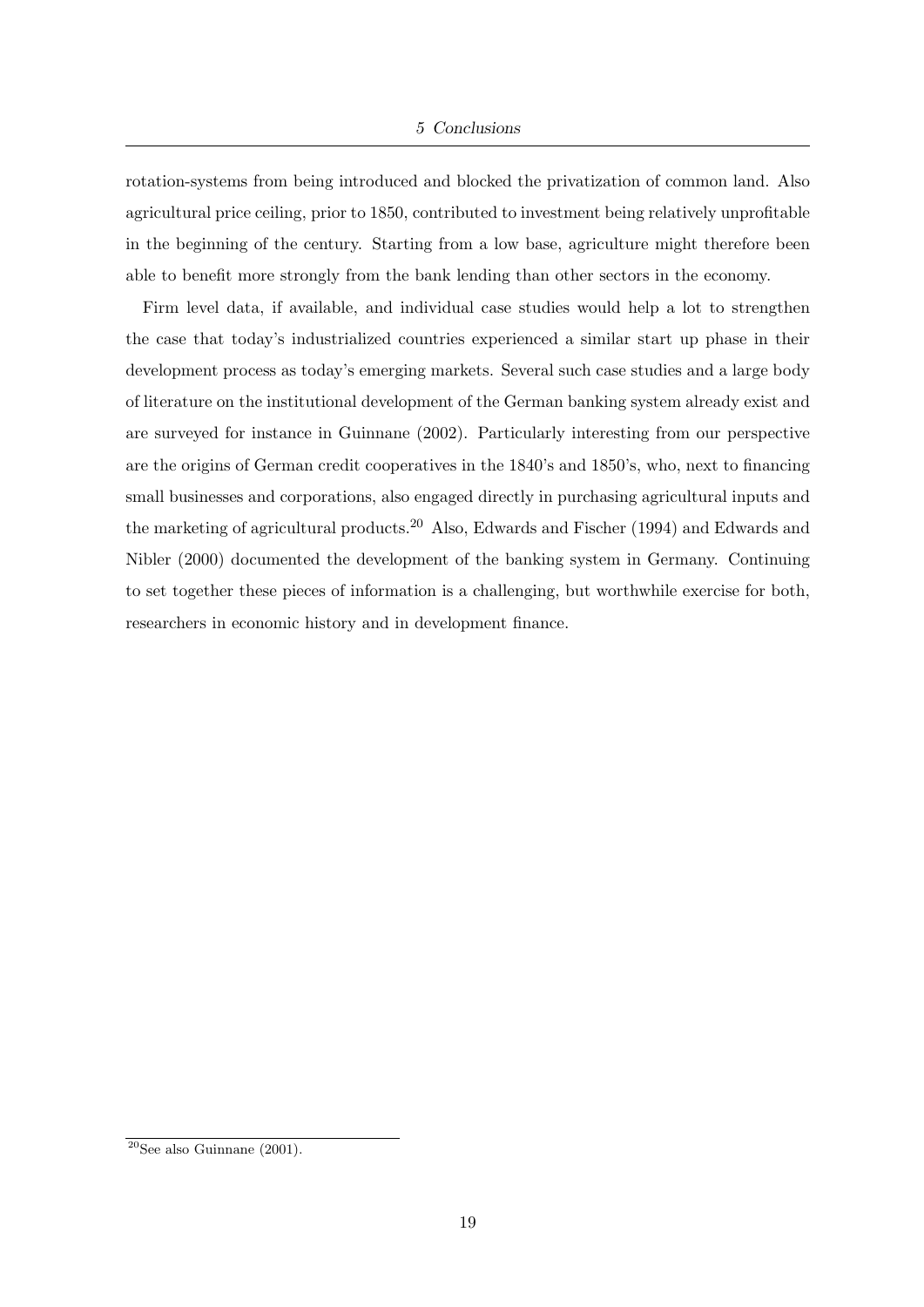rotation-systems from being introduced and blocked the privatization of common land. Also agricultural price ceiling, prior to 1850, contributed to investment being relatively unprofitable in the beginning of the century. Starting from a low base, agriculture might therefore been able to benefit more strongly from the bank lending than other sectors in the economy.

Firm level data, if available, and individual case studies would help a lot to strengthen the case that today's industrialized countries experienced a similar start up phase in their development process as today's emerging markets. Several such case studies and a large body of literature on the institutional development of the German banking system already exist and are surveyed for instance in Guinnane (2002). Particularly interesting from our perspective are the origins of German credit cooperatives in the 1840's and 1850's, who, next to financing small businesses and corporations, also engaged directly in purchasing agricultural inputs and the marketing of agricultural products.[20] Also, Edwards and Fischer (1994) and Edwards and Nibler (2000) documented the development of the banking system in Germany. Continuing to set together these pieces of information is a challenging, but worthwhile exercise for both, researchers in economic history and in development finance.

[20] See also Guinnane (2001).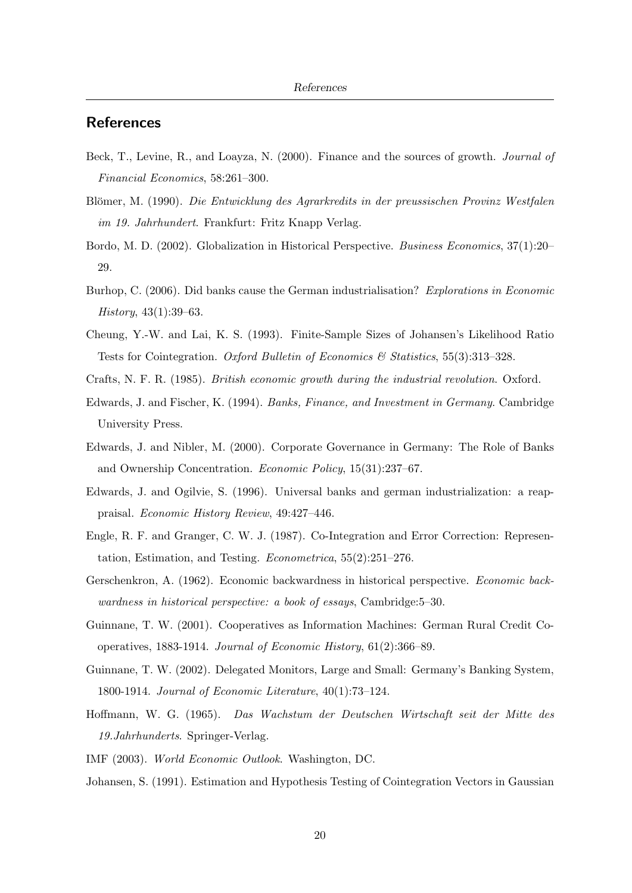## References

Beck, T., Levine, R., and Loayza, N. (2000). Finance and the sources of growth. *Journal of Financial Economics*, 58:261–300.

Blömer, M. (1990). *Die Entwicklung des Agrarkredits in der preussischen Provinz Westfalen im 19. Jahrhundert*. Frankfurt: Fritz Knapp Verlag.

Bordo, M. D. (2002). Globalization in Historical Perspective. *Business Economics*, 37(1):20–29.

Burhop, C. (2006). Did banks cause the German industrialisation? *Explorations in Economic History*, 43(1):39–63.

Cheung, Y.-W. and Lai, K. S. (1993). Finite-Sample Sizes of Johansen's Likelihood Ratio Tests for Cointegration. *Oxford Bulletin of Economics & Statistics*, 55(3):313–328.

Crafts, N. F. R. (1985). *British economic growth during the industrial revolution*. Oxford.

Edwards, J. and Fischer, K. (1994). *Banks, Finance, and Investment in Germany*. Cambridge University Press.

Edwards, J. and Nibler, M. (2000). Corporate Governance in Germany: The Role of Banks and Ownership Concentration. *Economic Policy*, 15(31):237–67.

Edwards, J. and Ogilvie, S. (1996). Universal banks and german industrialization: a reappraisal. *Economic History Review*, 49:427–446.

Engle, R. F. and Granger, C. W. J. (1987). Co-Integration and Error Correction: Representation, Estimation, and Testing. *Econometrica*, 55(2):251–276.

Gerschenkron, A. (1962). Economic backwardness in historical perspective. *Economic backwardness in historical perspective: a book of essays*, Cambridge:5–30.

Guinnane, T. W. (2001). Cooperatives as Information Machines: German Rural Credit Cooperatives, 1883-1914. *Journal of Economic History*, 61(2):366–89.

Guinnane, T. W. (2002). Delegated Monitors, Large and Small: Germany's Banking System, 1800-1914. *Journal of Economic Literature*, 40(1):73–124.

Hoffmann, W. G. (1965). *Das Wachstum der Deutschen Wirtschaft seit der Mitte des 19.Jahrhunderts*. Springer-Verlag.

IMF (2003). *World Economic Outlook*. Washington, DC.

Johansen, S. (1991). Estimation and Hypothesis Testing of Cointegration Vectors in Gaussian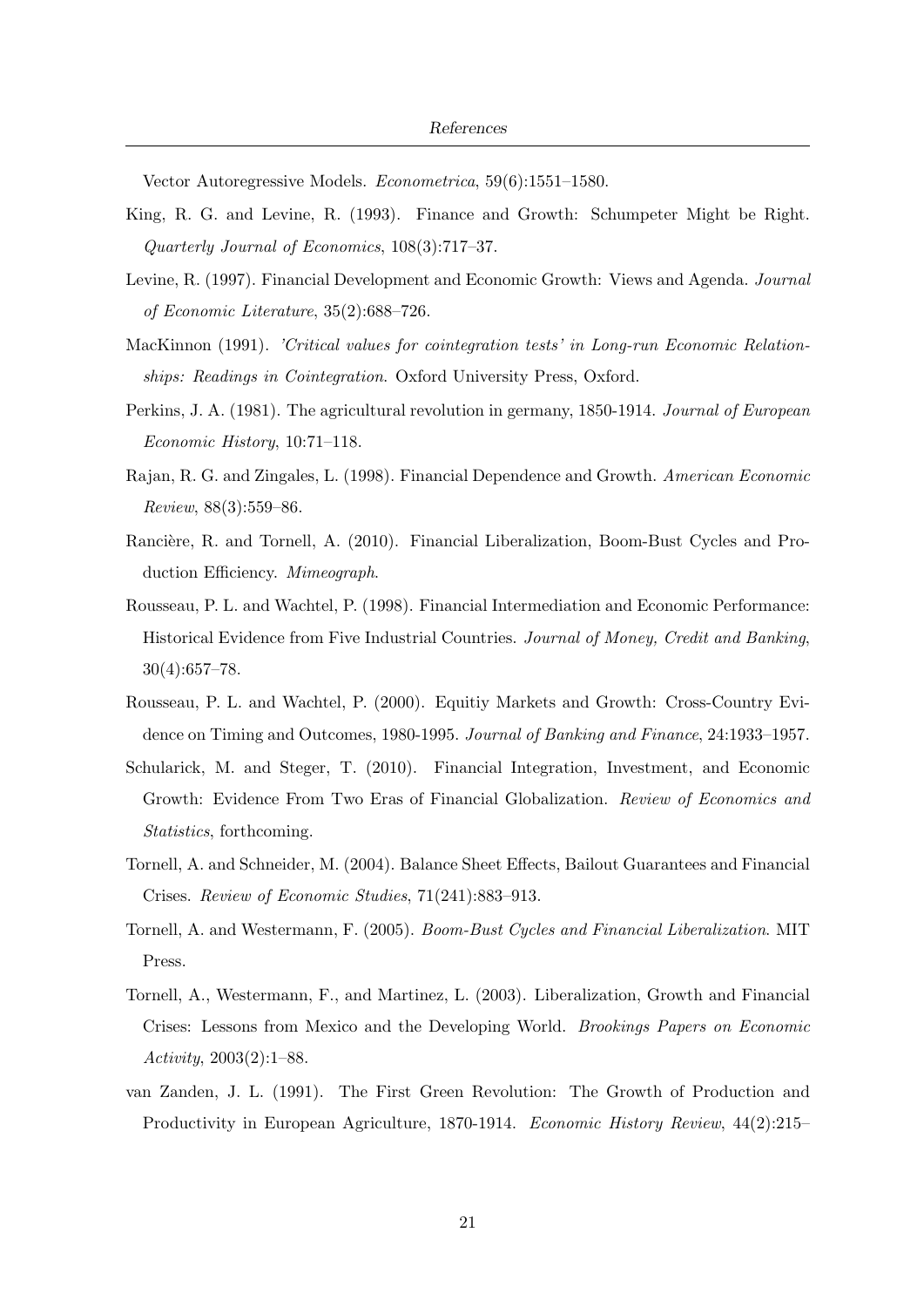Vector Autoregressive Models. *Econometrica*, 59(6):1551–1580.

King, R. G. and Levine, R. (1993). Finance and Growth: Schumpeter Might be Right. *Quarterly Journal of Economics*, 108(3):717–37.

Levine, R. (1997). Financial Development and Economic Growth: Views and Agenda. *Journal of Economic Literature*, 35(2):688–726.

MacKinnon (1991). *'Critical values for cointegration tests' in Long-run Economic Relationships: Readings in Cointegration*. Oxford University Press, Oxford.

Perkins, J. A. (1981). The agricultural revolution in germany, 1850-1914. *Journal of European Economic History*, 10:71–118.

Rajan, R. G. and Zingales, L. (1998). Financial Dependence and Growth. *American Economic Review*, 88(3):559–86.

Rancière, R. and Tornell, A. (2010). Financial Liberalization, Boom-Bust Cycles and Production Efficiency. *Mimeograph*.

Rousseau, P. L. and Wachtel, P. (1998). Financial Intermediation and Economic Performance: Historical Evidence from Five Industrial Countries. *Journal of Money, Credit and Banking*, 30(4):657–78.

Rousseau, P. L. and Wachtel, P. (2000). Equitiy Markets and Growth: Cross-Country Evidence on Timing and Outcomes, 1980-1995. *Journal of Banking and Finance*, 24:1933–1957.

Schularick, M. and Steger, T. (2010). Financial Integration, Investment, and Economic Growth: Evidence From Two Eras of Financial Globalization. *Review of Economics and Statistics*, forthcoming.

Tornell, A. and Schneider, M. (2004). Balance Sheet Effects, Bailout Guarantees and Financial Crises. *Review of Economic Studies*, 71(241):883–913.

Tornell, A. and Westermann, F. (2005). *Boom-Bust Cycles and Financial Liberalization*. MIT Press.

Tornell, A., Westermann, F., and Martinez, L. (2003). Liberalization, Growth and Financial Crises: Lessons from Mexico and the Developing World. *Brookings Papers on Economic Activity*, 2003(2):1–88.

van Zanden, J. L. (1991). The First Green Revolution: The Growth of Production and Productivity in European Agriculture, 1870-1914. *Economic History Review*, 44(2):215–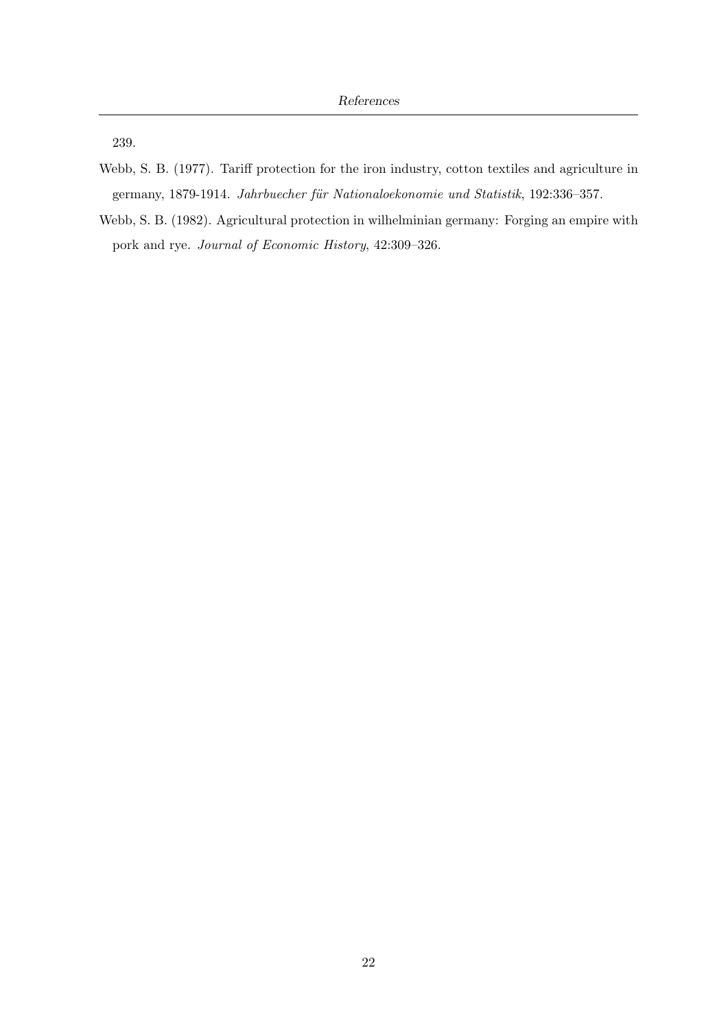239.

Webb, S. B. (1977). Tariff protection for the iron industry, cotton textiles and agriculture in germany, 1879-1914. *Jahrbuecher für Nationaloekonomie und Statistik*, 192:336–357.

Webb, S. B. (1982). Agricultural protection in wilhelminian germany: Forging an empire with pork and rye. *Journal of Economic History*, 42:309–326.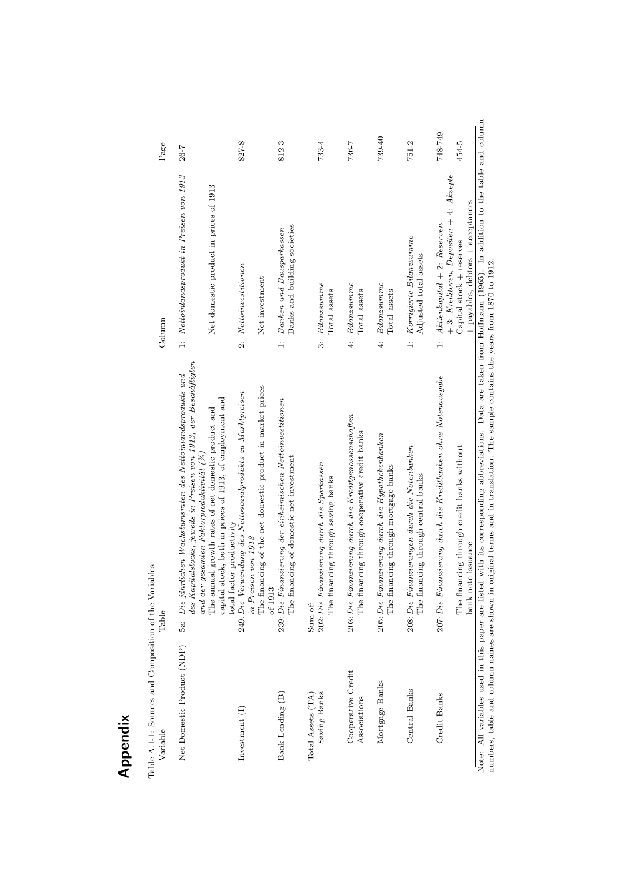# Appendix

Table A.1-1: Sources and Composition of the Variables

| Variable | Table | Column | Page |
|---|---|---|---|
| Net Domestic Product (NDP) | 5a: *Die jährlichen Wachstumsraten des Nettoinlandsprodukts und des Kapitalstocks, jeweils in Preisen von 1913, der Beschäftigten und der gesamten Faktorproduktivität (%)* | 1: *Nettoinlandsprodukt in Preisen von 1913* | 26-7 |
| | The annual growth rates of net domestic product and capital stock, both in prices of 1913, of employment and total factor productivity | Net domestic product in prices of 1913 | |
| Investment (I) | 249: *Die Verwendung des Nettosozialprodukts zu Marktpreisen in Preisen von 1913* | 2: *Nettoinvestitionen* | 827-8 |
| | The financing of the net domestic product in market prices of 1913 | Net investment | |
| Bank Lending (B) | 239: *Die Finanzierung der einheimischen Nettoinvestitionen* | 1: *Banken und Bausparkassen* | 812-3 |
| | The financing of domestic net investment | Banks and building societies | |
| Total Assets (TA) | Sum of: | | |
| Saving Banks | 202: *Die Finanzierung durch die Sparkassen* | 3: *Bilanzsumme* | 733-4 |
| | The financing through saving banks | Total assets | |
| Cooperative Credit Associations | 203: *Die Finanzierung durch die Kreditgenossenschaften* | 4: *Bilanzsumme* | 736-7 |
| | The financing through cooperative credit banks | Total assets | |
| Mortgage Banks | 205: *Die Finanzierung durch die Hypothekenbanken* | 4: *Bilanzsumme* | 739-40 |
| | The financing through mortgage banks | Total assets | |
| Central Banks | 208: *Die Finanzierungen durch die Notenbanken* | 1: *Korrigierte Bilanzsumme* | 751-2 |
| | The financing through central banks | Adjusted total assets | |
| Credit Banks | 207: *Die Finanzierung durch die Kreditbanken ohne Notenausgabe* | 1: *Aktienkapital* + 2: *Reserven* + 3: *Kreditoren, Depositen* + 4: *Akzepte* | 748-749 |
| | The financing through credit banks without bank note issuance | Capital stock + reserves + payables, debtors + acceptances | 454-5 |

Note: All variables used in this paper are listed with its corresponding abbreviations. Data are taken from Hoffmann (1965). In addition to the table and column numbers, table and column names are shown in original terms and in translation. The sample contains the years from 1870 to 1912.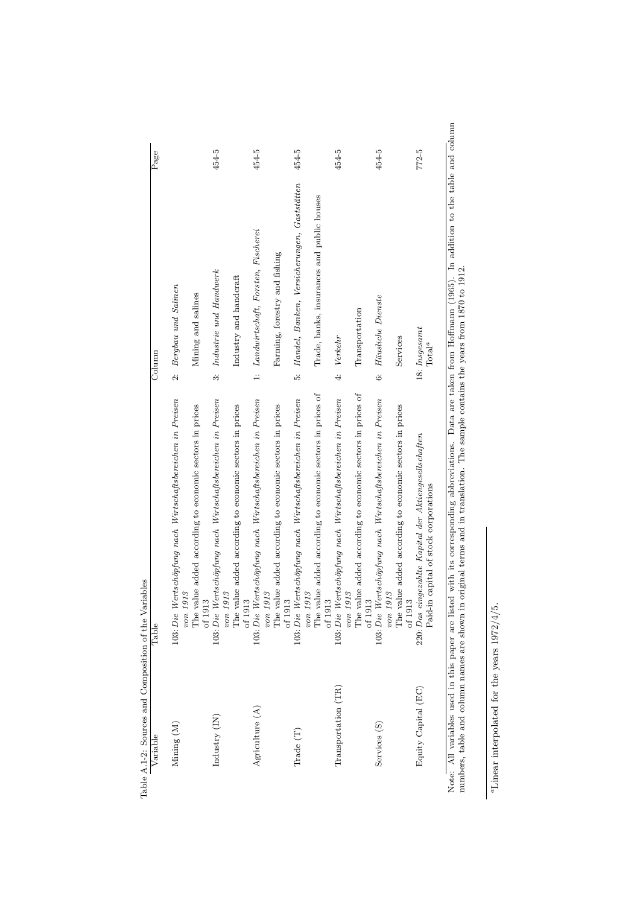Table A.1-2: Sources and Composition of the Variables

| Variable | Table | Column | Page |
|---|---|---|---|
| Mining (M) | 103: *Die Wertschöpfung nach Wirtschaftsbereichen in Preisen von 1913* The value added according to economic sectors in prices of 1913 | 2: *Bergbau und Salinen* Mining and salines | 454-5 |
| Industry (IN) | 103: *Die Wertschöpfung nach Wirtschaftsbereichen in Preisen von 1913* The value added according to economic sectors in prices of 1913 | 3: *Industrie und Handwerk* Industry and handcraft | 454-5 |
| Agriculture (A) | 103: *Die Wertschöpfung nach Wirtschaftsbereichen in Preisen von 1913* The value added according to economic sectors in prices of 1913 | 1: *Landwirtschaft, Forsten, Fischerei* Farming, forestry and fishing | 454-5 |
| Trade (T) | 103: *Die Wertschöpfung nach Wirtschaftsbereichen in Preisen von 1913* The value added according to economic sectors in prices of 1913 | 5: *Handel, Banken, Versicherungen, Gaststätten* Trade, banks, insurances and public houses | 454-5 |
| Transportation (TR) | 103: *Die Wertschöpfung nach Wirtschaftsbereichen in Preisen von 1913* The value added according to economic sectors in prices of 1913 | 4: *Verkehr* Transportation | 454-5 |
| Services (S) | 103: *Die Wertschöpfung nach Wirtschaftsbereichen in Preisen von 1913* The value added according to economic sectors in prices of 1913 | 6: *Häusliche Dienste* Services | 454-5 |
| Equity Capital (EC) | 220: *Das eingezahlte Kapital der Aktiengesellschaften* Paid-in capital of stock corporations | 18: *Insgesamt* Total[a] | 772-5 |

Note: All variables used in this paper are listed with its corresponding abbreviations. Data are taken from Hoffmann (1965). In addition to the table and column numbers, table and column names are shown in original terms and in translation. The sample contains the years from 1870 to 1912.

[a] Linear interpolated for the years 1972/4/5.